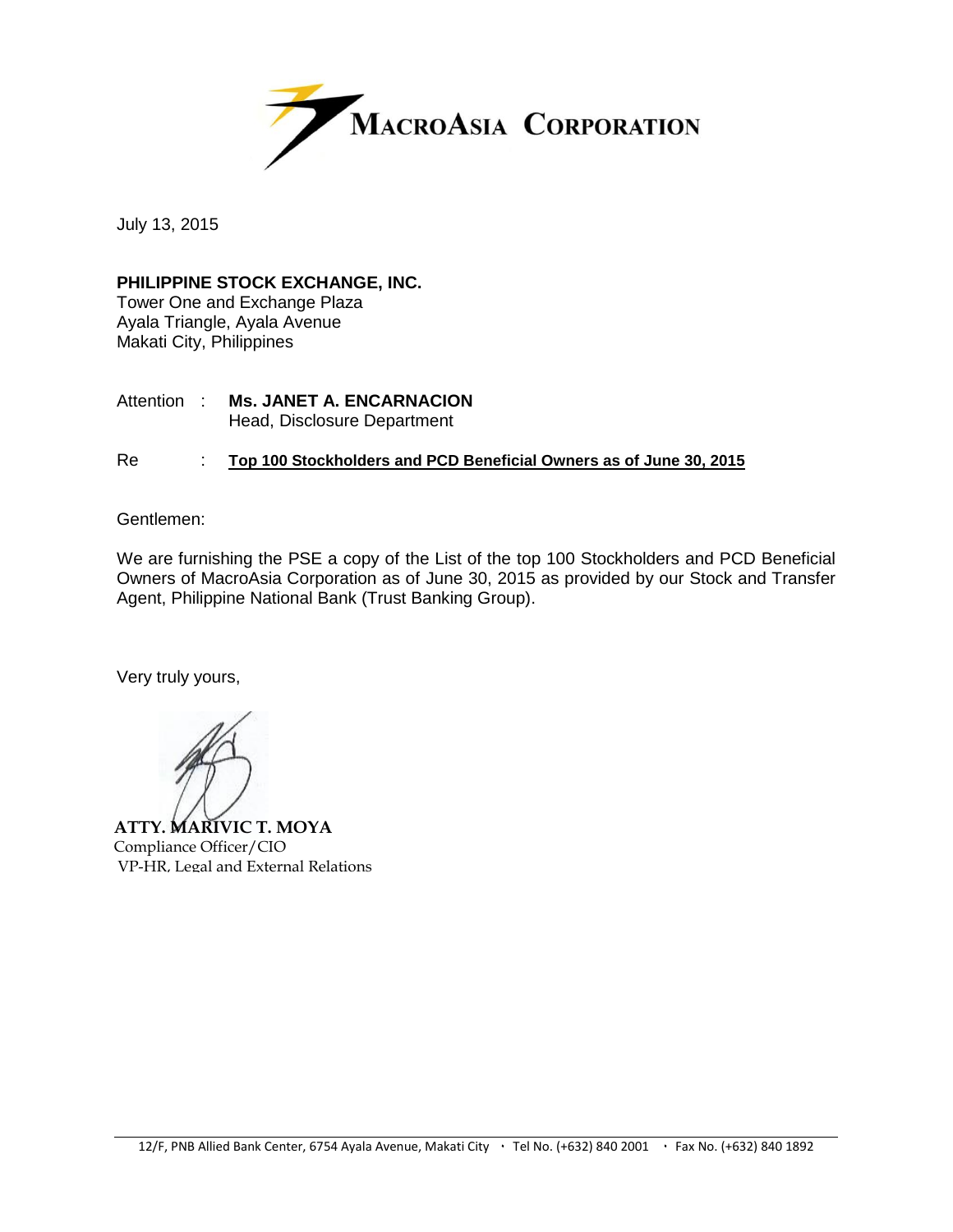# MacroAsia Corporation

July 13, 2015

**PHILIPPINE STOCK EXCHANGE, INC.**
Tower One and Exchange Plaza
Ayala Triangle, Ayala Avenue
Makati City, Philippines

Attention : **Ms. JANET A. ENCARNACION**
Head, Disclosure Department

Re : **Top 100 Stockholders and PCD Beneficial Owners as of June 30, 2015**

Gentlemen:

We are furnishing the PSE a copy of the List of the top 100 Stockholders and PCD Beneficial Owners of MacroAsia Corporation as of June 30, 2015 as provided by our Stock and Transfer Agent, Philippine National Bank (Trust Banking Group).

Very truly yours,

**ATTY. MARIVIC T. MOYA**
Compliance Officer/CIO
VP-HR, Legal and External Relations

12/F, PNB Allied Bank Center, 6754 Ayala Avenue, Makati City · Tel No. (+632) 840 2001 · Fax No. (+632) 840 1892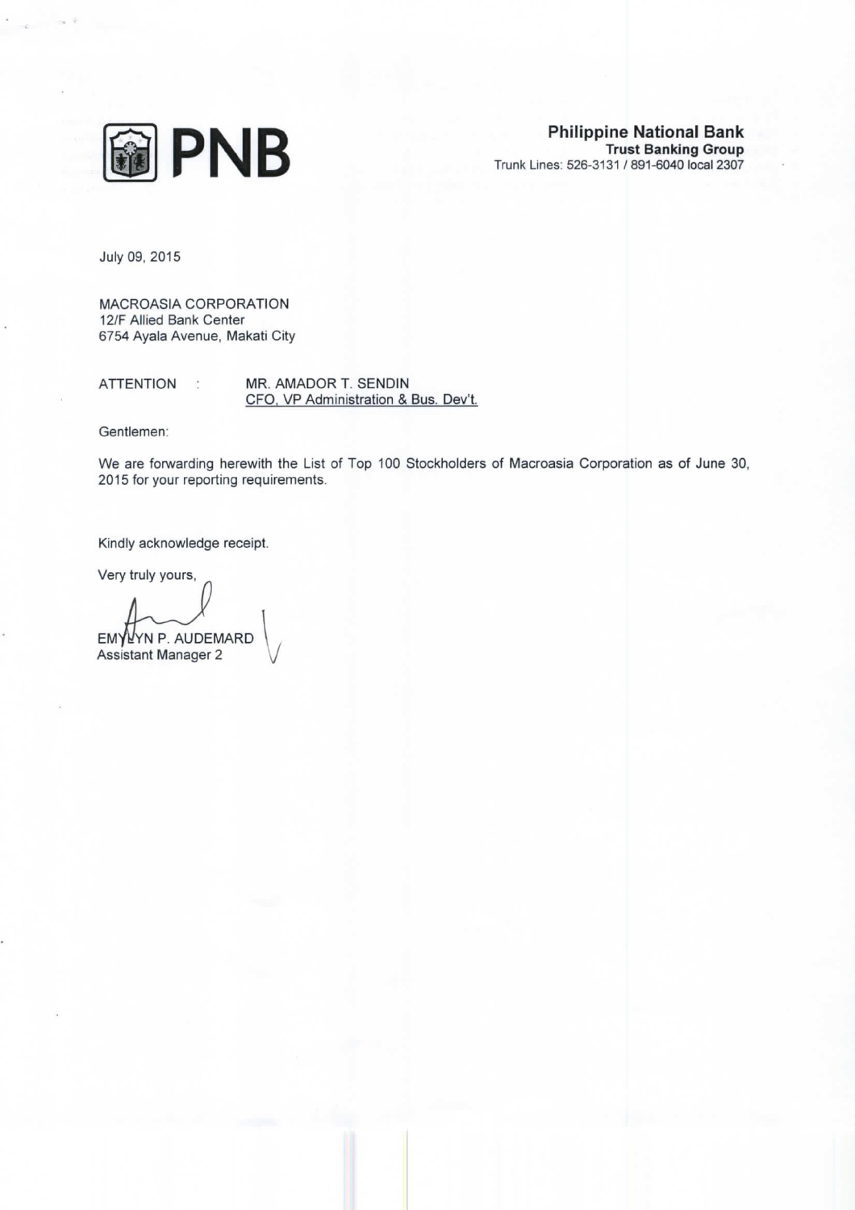**PNB**

**Philippine National Bank**
**Trust Banking Group**
Trunk Lines: 526-3131 / 891-6040 local 2307

July 09, 2015

MACROASIA CORPORATION
12/F Allied Bank Center
6754 Ayala Avenue, Makati City

ATTENTION : MR. AMADOR T. SENDIN
CFO, VP Administration & Bus. Dev't.

Gentlemen:

We are forwarding herewith the List of Top 100 Stockholders of Macroasia Corporation as of June 30, 2015 for your reporting requirements.

Kindly acknowledge receipt.

Very truly yours,

EMYLYN P. AUDEMARD
Assistant Manager 2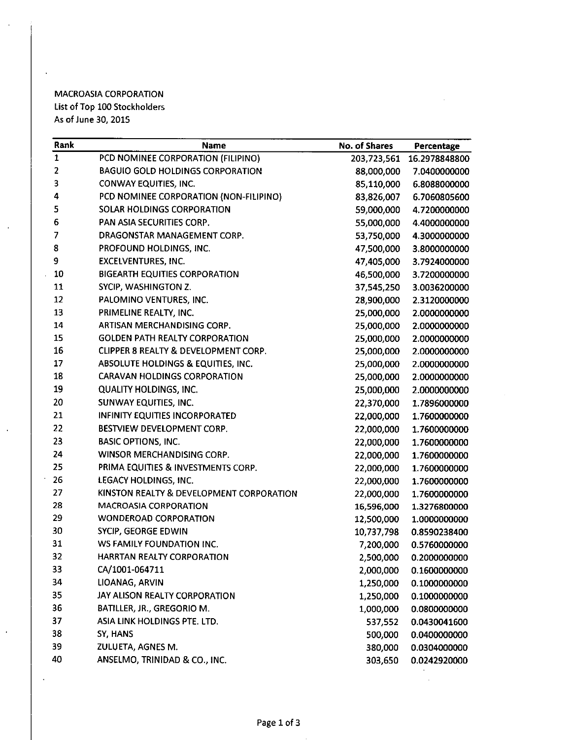MACROASIA CORPORATION
List of Top 100 Stockholders
As of June 30, 2015

| Rank | Name | No. of Shares | Percentage |
|---|---|---|---|
| 1 | PCD NOMINEE CORPORATION (FILIPINO) | 203,723,561 | 16.2978848800 |
| 2 | BAGUIO GOLD HOLDINGS CORPORATION | 88,000,000 | 7.0400000000 |
| 3 | CONWAY EQUITIES, INC. | 85,110,000 | 6.8088000000 |
| 4 | PCD NOMINEE CORPORATION (NON-FILIPINO) | 83,826,007 | 6.7060805600 |
| 5 | SOLAR HOLDINGS CORPORATION | 59,000,000 | 4.7200000000 |
| 6 | PAN ASIA SECURITIES CORP. | 55,000,000 | 4.4000000000 |
| 7 | DRAGONSTAR MANAGEMENT CORP. | 53,750,000 | 4.3000000000 |
| 8 | PROFOUND HOLDINGS, INC. | 47,500,000 | 3.8000000000 |
| 9 | EXCELVENTURES, INC. | 47,405,000 | 3.7924000000 |
| 10 | BIGEARTH EQUITIES CORPORATION | 46,500,000 | 3.7200000000 |
| 11 | SYCIP, WASHINGTON Z. | 37,545,250 | 3.0036200000 |
| 12 | PALOMINO VENTURES, INC. | 28,900,000 | 2.3120000000 |
| 13 | PRIMELINE REALTY, INC. | 25,000,000 | 2.0000000000 |
| 14 | ARTISAN MERCHANDISING CORP. | 25,000,000 | 2.0000000000 |
| 15 | GOLDEN PATH REALTY CORPORATION | 25,000,000 | 2.0000000000 |
| 16 | CLIPPER 8 REALTY & DEVELOPMENT CORP. | 25,000,000 | 2.0000000000 |
| 17 | ABSOLUTE HOLDINGS & EQUITIES, INC. | 25,000,000 | 2.0000000000 |
| 18 | CARAVAN HOLDINGS CORPORATION | 25,000,000 | 2.0000000000 |
| 19 | QUALITY HOLDINGS, INC. | 25,000,000 | 2.0000000000 |
| 20 | SUNWAY EQUITIES, INC. | 22,370,000 | 1.7896000000 |
| 21 | INFINITY EQUITIES INCORPORATED | 22,000,000 | 1.7600000000 |
| 22 | BESTVIEW DEVELOPMENT CORP. | 22,000,000 | 1.7600000000 |
| 23 | BASIC OPTIONS, INC. | 22,000,000 | 1.7600000000 |
| 24 | WINSOR MERCHANDISING CORP. | 22,000,000 | 1.7600000000 |
| 25 | PRIMA EQUITIES & INVESTMENTS CORP. | 22,000,000 | 1.7600000000 |
| 26 | LEGACY HOLDINGS, INC. | 22,000,000 | 1.7600000000 |
| 27 | KINSTON REALTY & DEVELOPMENT CORPORATION | 22,000,000 | 1.7600000000 |
| 28 | MACROASIA CORPORATION | 16,596,000 | 1.3276800000 |
| 29 | WONDEROAD CORPORATION | 12,500,000 | 1.0000000000 |
| 30 | SYCIP, GEORGE EDWIN | 10,737,798 | 0.8590238400 |
| 31 | WS FAMILY FOUNDATION INC. | 7,200,000 | 0.5760000000 |
| 32 | HARRTAN REALTY CORPORATION | 2,500,000 | 0.2000000000 |
| 33 | CA/1001-064711 | 2,000,000 | 0.1600000000 |
| 34 | LIOANAG, ARVIN | 1,250,000 | 0.1000000000 |
| 35 | JAY ALISON REALTY CORPORATION | 1,250,000 | 0.1000000000 |
| 36 | BATILLER, JR., GREGORIO M. | 1,000,000 | 0.0800000000 |
| 37 | ASIA LINK HOLDINGS PTE. LTD. | 537,552 | 0.0430041600 |
| 38 | SY, HANS | 500,000 | 0.0400000000 |
| 39 | ZULUETA, AGNES M. | 380,000 | 0.0304000000 |
| 40 | ANSELMO, TRINIDAD & CO., INC. | 303,650 | 0.0242920000 |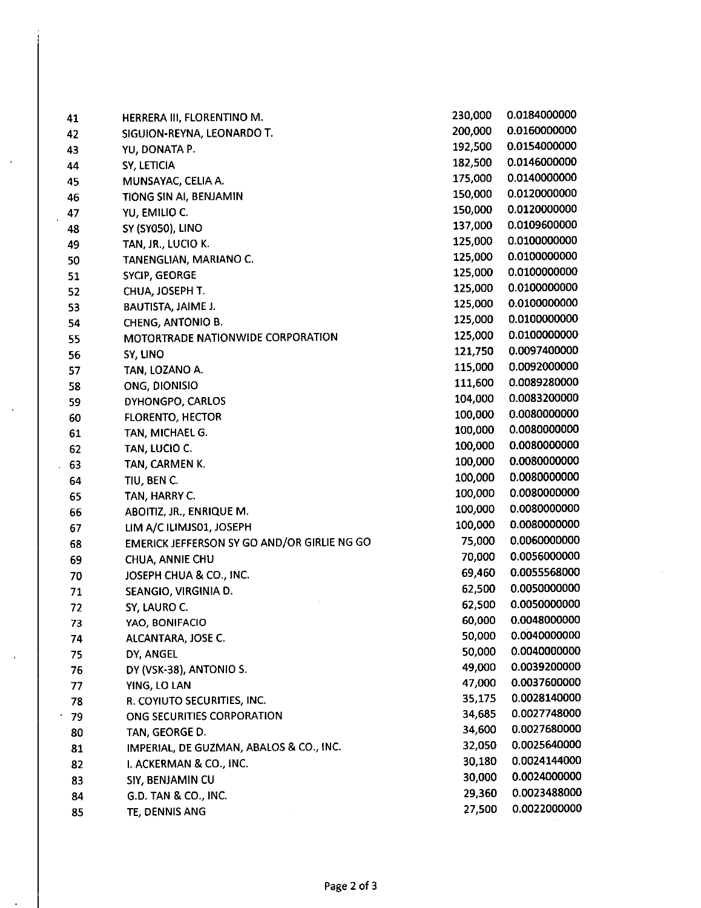| | | | |
|---|---|---|---|
| 41 | HERRERA III, FLORENTINO M. | 230,000 | 0.0184000000 |
| 42 | SIGUION-REYNA, LEONARDO T. | 200,000 | 0.0160000000 |
| 43 | YU, DONATA P. | 192,500 | 0.0154000000 |
| 44 | SY, LETICIA | 182,500 | 0.0146000000 |
| 45 | MUNSAYAC, CELIA A. | 175,000 | 0.0140000000 |
| 46 | TIONG SIN AI, BENJAMIN | 150,000 | 0.0120000000 |
| 47 | YU, EMILIO C. | 150,000 | 0.0120000000 |
| 48 | SY (SY050), LINO | 137,000 | 0.0109600000 |
| 49 | TAN, JR., LUCIO K. | 125,000 | 0.0100000000 |
| 50 | TANENGLIAN, MARIANO C. | 125,000 | 0.0100000000 |
| 51 | SYCIP, GEORGE | 125,000 | 0.0100000000 |
| 52 | CHUA, JOSEPH T. | 125,000 | 0.0100000000 |
| 53 | BAUTISTA, JAIME J. | 125,000 | 0.0100000000 |
| 54 | CHENG, ANTONIO B. | 125,000 | 0.0100000000 |
| 55 | MOTORTRADE NATIONWIDE CORPORATION | 125,000 | 0.0100000000 |
| 56 | SY, LINO | 121,750 | 0.0097400000 |
| 57 | TAN, LOZANO A. | 115,000 | 0.0092000000 |
| 58 | ONG, DIONISIO | 111,600 | 0.0089280000 |
| 59 | DYHONGPO, CARLOS | 104,000 | 0.0083200000 |
| 60 | FLORENTO, HECTOR | 100,000 | 0.0080000000 |
| 61 | TAN, MICHAEL G. | 100,000 | 0.0080000000 |
| 62 | TAN, LUCIO C. | 100,000 | 0.0080000000 |
| 63 | TAN, CARMEN K. | 100,000 | 0.0080000000 |
| 64 | TIU, BEN C. | 100,000 | 0.0080000000 |
| 65 | TAN, HARRY C. | 100,000 | 0.0080000000 |
| 66 | ABOITIZ, JR., ENRIQUE M. | 100,000 | 0.0080000000 |
| 67 | LIM A/C ILIMJS01, JOSEPH | 100,000 | 0.0080000000 |
| 68 | EMERICK JEFFERSON SY GO AND/OR GIRLIE NG GO | 75,000 | 0.0060000000 |
| 69 | CHUA, ANNIE CHU | 70,000 | 0.0056000000 |
| 70 | JOSEPH CHUA & CO., INC. | 69,460 | 0.0055568000 |
| 71 | SEANGIO, VIRGINIA D. | 62,500 | 0.0050000000 |
| 72 | SY, LAURO C. | 62,500 | 0.0050000000 |
| 73 | YAO, BONIFACIO | 60,000 | 0.0048000000 |
| 74 | ALCANTARA, JOSE C. | 50,000 | 0.0040000000 |
| 75 | DY, ANGEL | 50,000 | 0.0040000000 |
| 76 | DY (VSK-38), ANTONIO S. | 49,000 | 0.0039200000 |
| 77 | YING, LO LAN | 47,000 | 0.0037600000 |
| 78 | R. COYIUTO SECURITIES, INC. | 35,175 | 0.0028140000 |
| 79 | ONG SECURITIES CORPORATION | 34,685 | 0.0027748000 |
| 80 | TAN, GEORGE D. | 34,600 | 0.0027680000 |
| 81 | IMPERIAL, DE GUZMAN, ABALOS & CO., INC. | 32,050 | 0.0025640000 |
| 82 | I. ACKERMAN & CO., INC. | 30,180 | 0.0024144000 |
| 83 | SIY, BENJAMIN CU | 30,000 | 0.0024000000 |
| 84 | G.D. TAN & CO., INC. | 29,360 | 0.0023488000 |
| 85 | TE, DENNIS ANG | 27,500 | 0.0022000000 |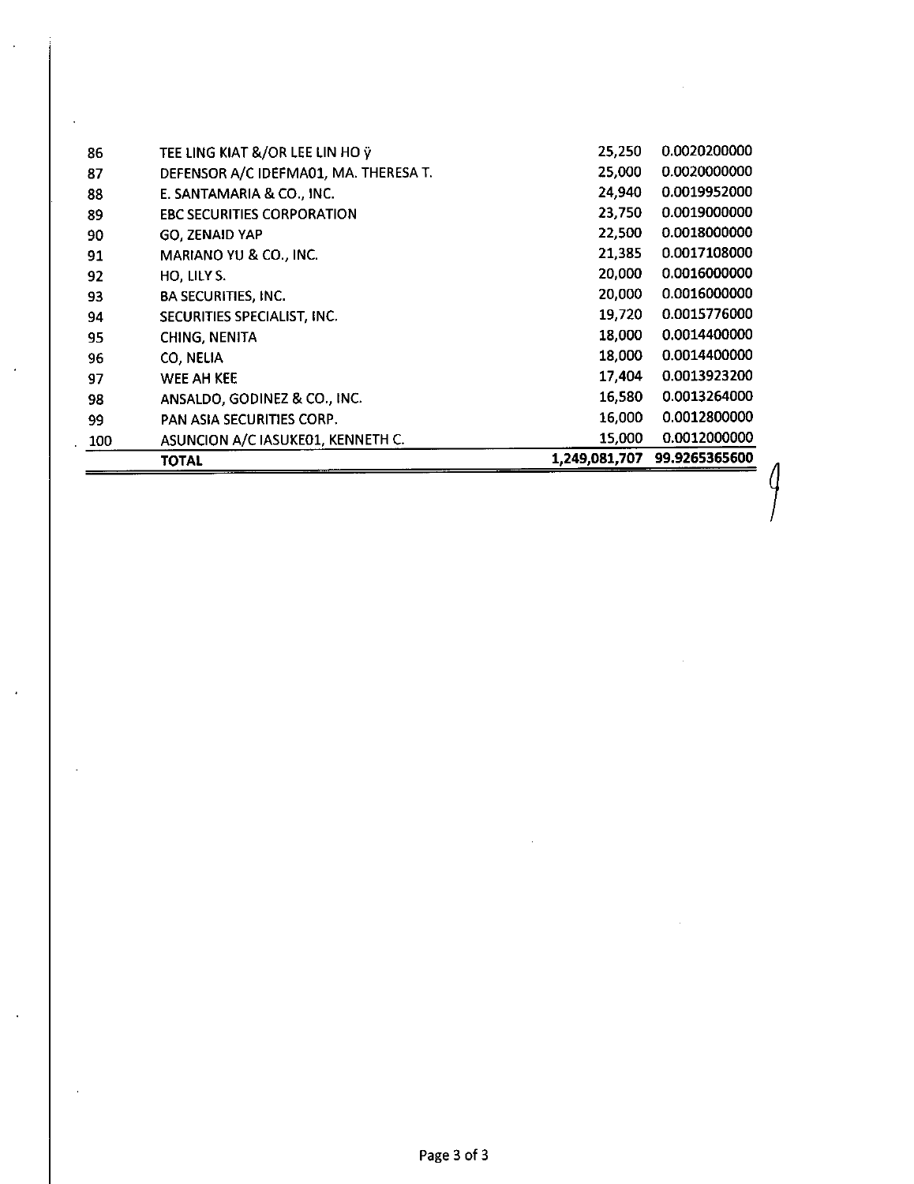| | | | |
|---|---|---|---|
| 86 | TEE LING KIAT &/OR LEE LIN HO ÿ | 25,250 | 0.0020200000 |
| 87 | DEFENSOR A/C IDEFMA01, MA. THERESA T. | 25,000 | 0.0020000000 |
| 88 | E. SANTAMARIA & CO., INC. | 24,940 | 0.0019952000 |
| 89 | EBC SECURITIES CORPORATION | 23,750 | 0.0019000000 |
| 90 | GO, ZENAID YAP | 22,500 | 0.0018000000 |
| 91 | MARIANO YU & CO., INC. | 21,385 | 0.0017108000 |
| 92 | HO, LILY S. | 20,000 | 0.0016000000 |
| 93 | BA SECURITIES, INC. | 20,000 | 0.0016000000 |
| 94 | SECURITIES SPECIALIST, INC. | 19,720 | 0.0015776000 |
| 95 | CHING, NENITA | 18,000 | 0.0014400000 |
| 96 | CO, NELIA | 18,000 | 0.0014400000 |
| 97 | WEE AH KEE | 17,404 | 0.0013923200 |
| 98 | ANSALDO, GODINEZ & CO., INC. | 16,580 | 0.0013264000 |
| 99 | PAN ASIA SECURITIES CORP. | 16,000 | 0.0012800000 |
| 100 | ASUNCION A/C IASUKE01, KENNETH C. | 15,000 | 0.0012000000 |
| | **TOTAL** | **1,249,081,707** | **99.9265365600** |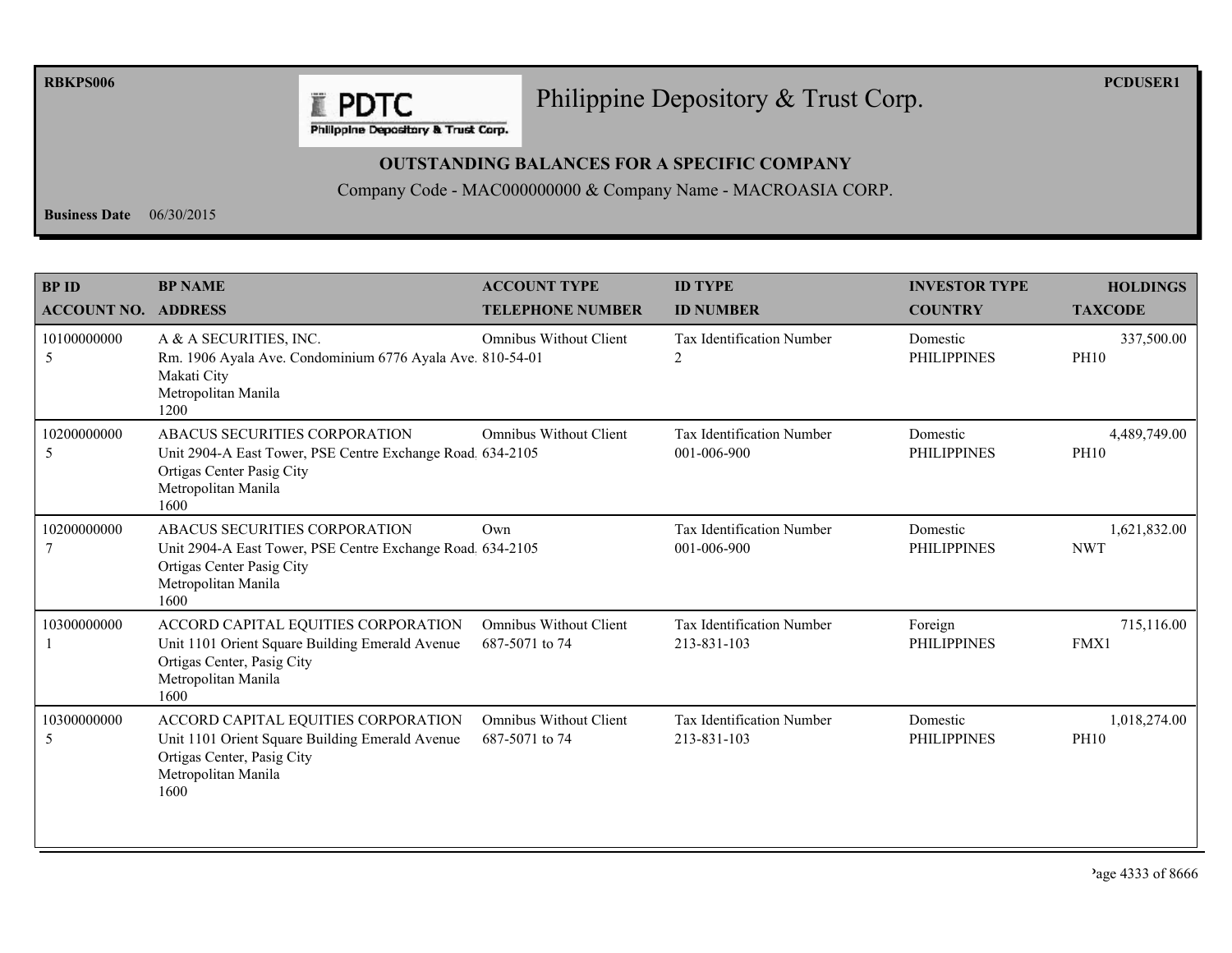RBKPS006

# Philippine Depository & Trust Corp.

PCDUSER1

## OUTSTANDING BALANCES FOR A SPECIFIC COMPANY

Company Code - MAC000000000 & Company Name - MACROASIA CORP.

**Business Date** 06/30/2015

| BP ID<br>ACCOUNT NO. | BP NAME<br>ADDRESS | ACCOUNT TYPE<br>TELEPHONE NUMBER | ID TYPE<br>ID NUMBER | INVESTOR TYPE<br>COUNTRY | HOLDINGS<br>TAXCODE |
|---|---|---|---|---|---|
| 10100000000<br>5 | A & A SECURITIES, INC.<br>Rm. 1906 Ayala Ave. Condominium 6776 Ayala Ave.<br>Makati City<br>Metropolitan Manila<br>1200 | Omnibus Without Client<br>810-54-01 | Tax Identification Number<br>2 | Domestic<br>PHILIPPINES | 337,500.00<br>PH10 |
| 10200000000<br>5 | ABACUS SECURITIES CORPORATION<br>Unit 2904-A East Tower, PSE Centre Exchange Road<br>Ortigas Center Pasig City<br>Metropolitan Manila<br>1600 | Omnibus Without Client<br>634-2105 | Tax Identification Number<br>001-006-900 | Domestic<br>PHILIPPINES | 4,489,749.00<br>PH10 |
| 10200000000<br>7 | ABACUS SECURITIES CORPORATION<br>Unit 2904-A East Tower, PSE Centre Exchange Road<br>Ortigas Center Pasig City<br>Metropolitan Manila<br>1600 | Own<br>634-2105 | Tax Identification Number<br>001-006-900 | Domestic<br>PHILIPPINES | 1,621,832.00<br>NWT |
| 10300000000<br>1 | ACCORD CAPITAL EQUITIES CORPORATION<br>Unit 1101 Orient Square Building Emerald Avenue<br>Ortigas Center, Pasig City<br>Metropolitan Manila<br>1600 | Omnibus Without Client<br>687-5071 to 74 | Tax Identification Number<br>213-831-103 | Foreign<br>PHILIPPINES | 715,116.00<br>FMX1 |
| 10300000000<br>5 | ACCORD CAPITAL EQUITIES CORPORATION<br>Unit 1101 Orient Square Building Emerald Avenue<br>Ortigas Center, Pasig City<br>Metropolitan Manila<br>1600 | Omnibus Without Client<br>687-5071 to 74 | Tax Identification Number<br>213-831-103 | Domestic<br>PHILIPPINES | 1,018,274.00<br>PH10 |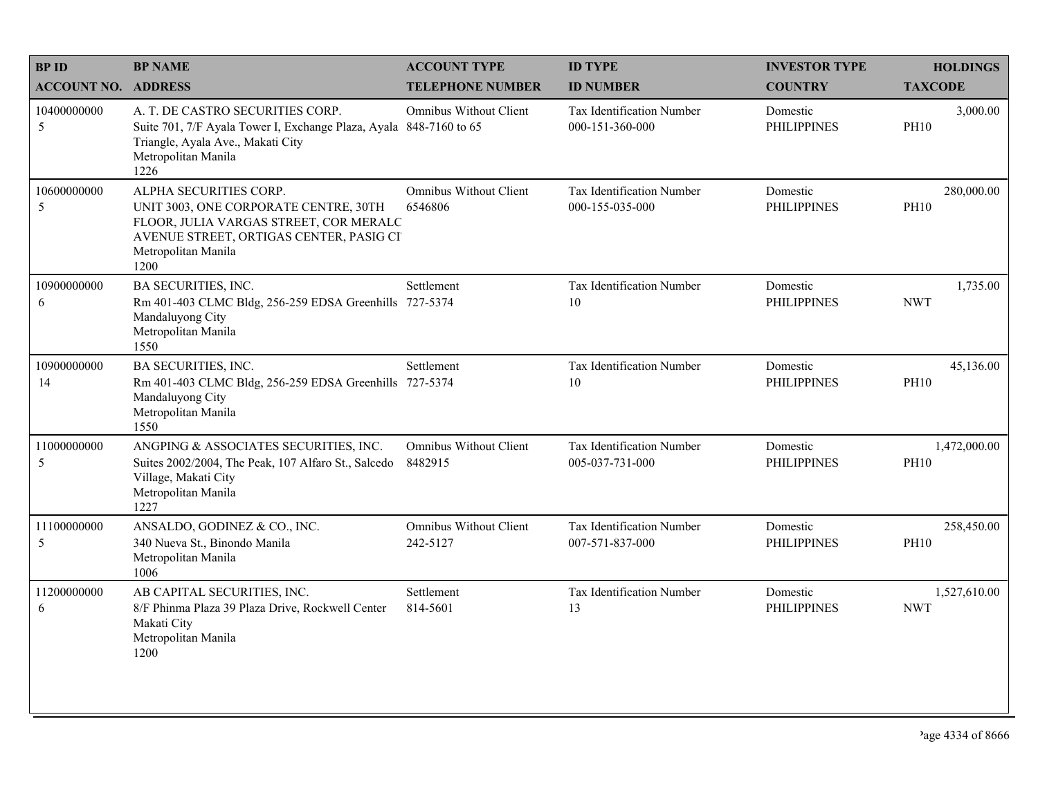| BP ID<br>ACCOUNT NO. | BP NAME<br>ADDRESS | ACCOUNT TYPE<br>TELEPHONE NUMBER | ID TYPE<br>ID NUMBER | INVESTOR TYPE<br>COUNTRY | HOLDINGS<br>TAXCODE |
|---|---|---|---|---|---|
| 10400000000<br>5 | A. T. DE CASTRO SECURITIES CORP.<br>Suite 701, 7/F Ayala Tower I, Exchange Plaza, Ayala Triangle, Ayala Ave., Makati City<br>Metropolitan Manila<br>1226 | Omnibus Without Client<br>848-7160 to 65 | Tax Identification Number<br>000-151-360-000 | Domestic<br>PHILIPPINES | 3,000.00<br>PH10 |
| 10600000000<br>5 | ALPHA SECURITIES CORP.<br>UNIT 3003, ONE CORPORATE CENTRE, 30TH FLOOR, JULIA VARGAS STREET, COR MERALC AVENUE STREET, ORTIGAS CENTER, PASIG CI<br>Metropolitan Manila<br>1200 | Omnibus Without Client<br>6546806 | Tax Identification Number<br>000-155-035-000 | Domestic<br>PHILIPPINES | 280,000.00<br>PH10 |
| 10900000000<br>6 | BA SECURITIES, INC.<br>Rm 401-403 CLMC Bldg, 256-259 EDSA Greenhills Mandaluyong City<br>Metropolitan Manila<br>1550 | Settlement<br>727-5374 | Tax Identification Number<br>10 | Domestic<br>PHILIPPINES | 1,735.00<br>NWT |
| 10900000000<br>14 | BA SECURITIES, INC.<br>Rm 401-403 CLMC Bldg, 256-259 EDSA Greenhills Mandaluyong City<br>Metropolitan Manila<br>1550 | Settlement<br>727-5374 | Tax Identification Number<br>10 | Domestic<br>PHILIPPINES | 45,136.00<br>PH10 |
| 11000000000<br>5 | ANGPING & ASSOCIATES SECURITIES, INC.<br>Suites 2002/2004, The Peak, 107 Alfaro St., Salcedo Village, Makati City<br>Metropolitan Manila<br>1227 | Omnibus Without Client<br>8482915 | Tax Identification Number<br>005-037-731-000 | Domestic<br>PHILIPPINES | 1,472,000.00<br>PH10 |
| 11100000000<br>5 | ANSALDO, GODINEZ & CO., INC.<br>340 Nueva St., Binondo Manila<br>Metropolitan Manila<br>1006 | Omnibus Without Client<br>242-5127 | Tax Identification Number<br>007-571-837-000 | Domestic<br>PHILIPPINES | 258,450.00<br>PH10 |
| 11200000000<br>6 | AB CAPITAL SECURITIES, INC.<br>8/F Phinma Plaza 39 Plaza Drive, Rockwell Center Makati City<br>Metropolitan Manila<br>1200 | Settlement<br>814-5601 | Tax Identification Number<br>13 | Domestic<br>PHILIPPINES | 1,527,610.00<br>NWT |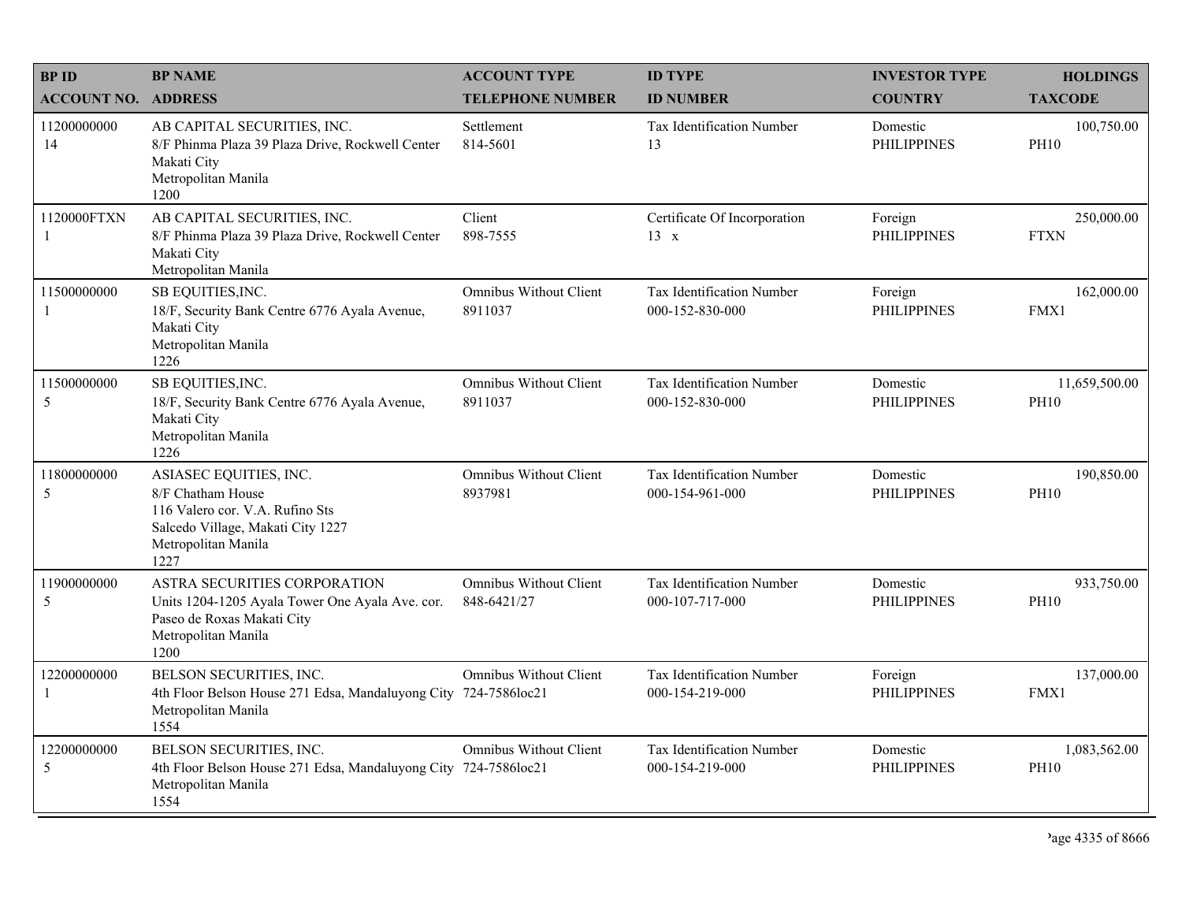| BP ID<br>ACCOUNT NO. | BP NAME<br>ADDRESS | ACCOUNT TYPE<br>TELEPHONE NUMBER | ID TYPE<br>ID NUMBER | INVESTOR TYPE<br>COUNTRY | HOLDINGS<br>TAXCODE |
|---|---|---|---|---|---|
| 11200000000<br>14 | AB CAPITAL SECURITIES, INC.<br>8/F Phinma Plaza 39 Plaza Drive, Rockwell Center<br>Makati City<br>Metropolitan Manila<br>1200 | Settlement<br>814-5601 | Tax Identification Number<br>13 | Domestic<br>PHILIPPINES | 100,750.00<br>PH10 |
| 1120000FTXN<br>1 | AB CAPITAL SECURITIES, INC.<br>8/F Phinma Plaza 39 Plaza Drive, Rockwell Center<br>Makati City<br>Metropolitan Manila | Client<br>898-7555 | Certificate Of Incorporation<br>13 x | Foreign<br>PHILIPPINES | 250,000.00<br>FTXN |
| 11500000000<br>1 | SB EQUITIES,INC.<br>18/F, Security Bank Centre 6776 Ayala Avenue,<br>Makati City<br>Metropolitan Manila<br>1226 | Omnibus Without Client<br>8911037 | Tax Identification Number<br>000-152-830-000 | Foreign<br>PHILIPPINES | 162,000.00<br>FMX1 |
| 11500000000<br>5 | SB EQUITIES,INC.<br>18/F, Security Bank Centre 6776 Ayala Avenue,<br>Makati City<br>Metropolitan Manila<br>1226 | Omnibus Without Client<br>8911037 | Tax Identification Number<br>000-152-830-000 | Domestic<br>PHILIPPINES | 11,659,500.00<br>PH10 |
| 11800000000<br>5 | ASIASEC EQUITIES, INC.<br>8/F Chatham House<br>116 Valero cor. V.A. Rufino Sts<br>Salcedo Village, Makati City 1227<br>Metropolitan Manila<br>1227 | Omnibus Without Client<br>8937981 | Tax Identification Number<br>000-154-961-000 | Domestic<br>PHILIPPINES | 190,850.00<br>PH10 |
| 11900000000<br>5 | ASTRA SECURITIES CORPORATION<br>Units 1204-1205 Ayala Tower One Ayala Ave. cor.<br>Paseo de Roxas Makati City<br>Metropolitan Manila<br>1200 | Omnibus Without Client<br>848-6421/27 | Tax Identification Number<br>000-107-717-000 | Domestic<br>PHILIPPINES | 933,750.00<br>PH10 |
| 12200000000<br>1 | BELSON SECURITIES, INC.<br>4th Floor Belson House 271 Edsa, Mandaluyong City<br>Metropolitan Manila<br>1554 | Omnibus Without Client<br>724-7586loc21 | Tax Identification Number<br>000-154-219-000 | Foreign<br>PHILIPPINES | 137,000.00<br>FMX1 |
| 12200000000<br>5 | BELSON SECURITIES, INC.<br>4th Floor Belson House 271 Edsa, Mandaluyong City<br>Metropolitan Manila<br>1554 | Omnibus Without Client<br>724-7586loc21 | Tax Identification Number<br>000-154-219-000 | Domestic<br>PHILIPPINES | 1,083,562.00<br>PH10 |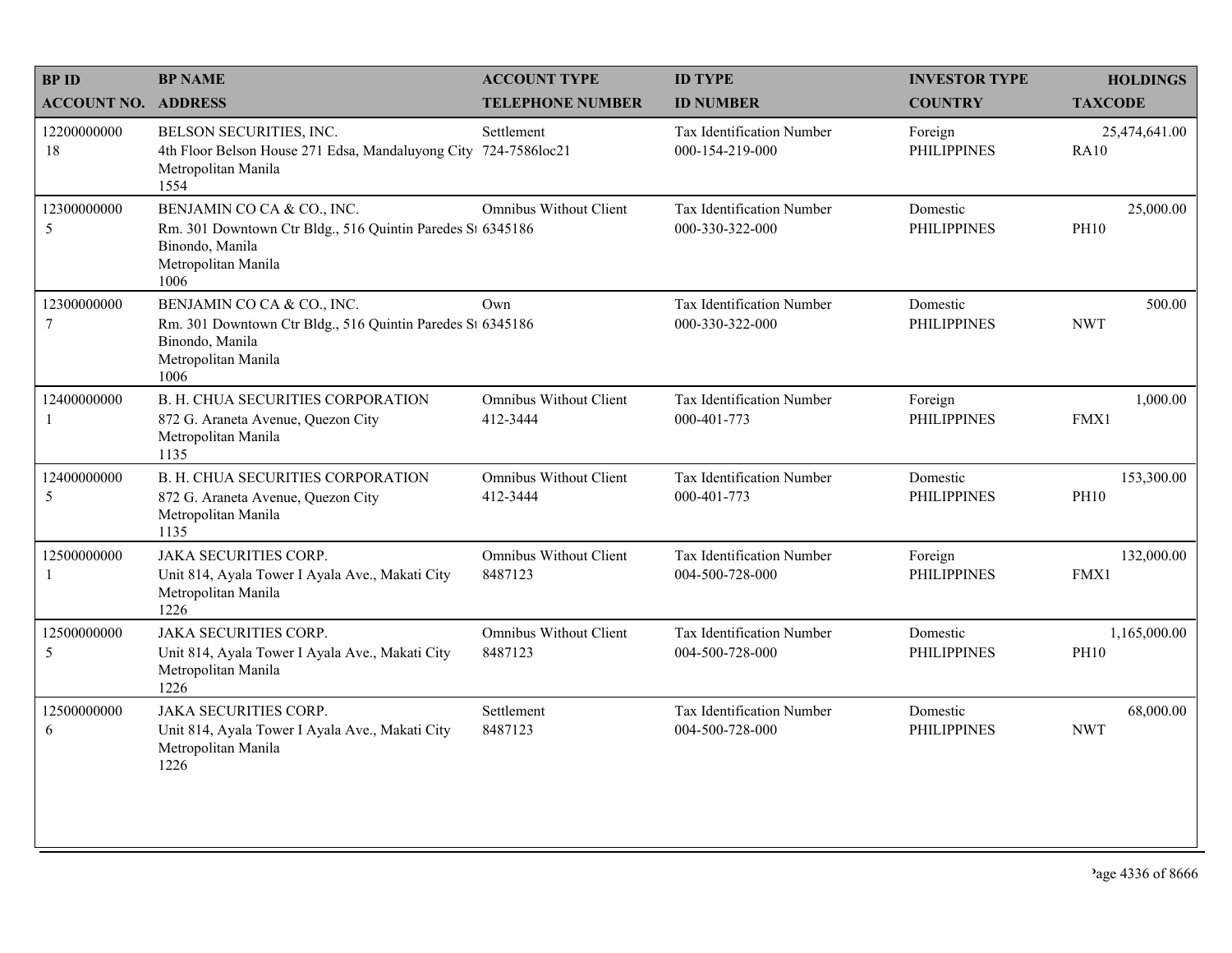| BP ID<br>ACCOUNT NO. | BP NAME<br>ADDRESS | ACCOUNT TYPE<br>TELEPHONE NUMBER | ID TYPE<br>ID NUMBER | INVESTOR TYPE<br>COUNTRY | HOLDINGS<br>TAXCODE |
|---|---|---|---|---|---|
| 12200000000<br>18 | BELSON SECURITIES, INC.<br>4th Floor Belson House 271 Edsa, Mandaluyong City<br>Metropolitan Manila<br>1554 | Settlement<br>724-7586loc21 | Tax Identification Number<br>000-154-219-000 | Foreign<br>PHILIPPINES | 25,474,641.00<br>RA10 |
| 12300000000<br>5 | BENJAMIN CO CA & CO., INC.<br>Rm. 301 Downtown Ctr Bldg., 516 Quintin Paredes St<br>Binondo, Manila<br>Metropolitan Manila<br>1006 | Omnibus Without Client<br>6345186 | Tax Identification Number<br>000-330-322-000 | Domestic<br>PHILIPPINES | 25,000.00<br>PH10 |
| 12300000000<br>7 | BENJAMIN CO CA & CO., INC.<br>Rm. 301 Downtown Ctr Bldg., 516 Quintin Paredes St<br>Binondo, Manila<br>Metropolitan Manila<br>1006 | Own<br>6345186 | Tax Identification Number<br>000-330-322-000 | Domestic<br>PHILIPPINES | 500.00<br>NWT |
| 12400000000<br>1 | B. H. CHUA SECURITIES CORPORATION<br>872 G. Araneta Avenue, Quezon City<br>Metropolitan Manila<br>1135 | Omnibus Without Client<br>412-3444 | Tax Identification Number<br>000-401-773 | Foreign<br>PHILIPPINES | 1,000.00<br>FMX1 |
| 12400000000<br>5 | B. H. CHUA SECURITIES CORPORATION<br>872 G. Araneta Avenue, Quezon City<br>Metropolitan Manila<br>1135 | Omnibus Without Client<br>412-3444 | Tax Identification Number<br>000-401-773 | Domestic<br>PHILIPPINES | 153,300.00<br>PH10 |
| 12500000000<br>1 | JAKA SECURITIES CORP.<br>Unit 814, Ayala Tower I Ayala Ave., Makati City<br>Metropolitan Manila<br>1226 | Omnibus Without Client<br>8487123 | Tax Identification Number<br>004-500-728-000 | Foreign<br>PHILIPPINES | 132,000.00<br>FMX1 |
| 12500000000<br>5 | JAKA SECURITIES CORP.<br>Unit 814, Ayala Tower I Ayala Ave., Makati City<br>Metropolitan Manila<br>1226 | Omnibus Without Client<br>8487123 | Tax Identification Number<br>004-500-728-000 | Domestic<br>PHILIPPINES | 1,165,000.00<br>PH10 |
| 12500000000<br>6 | JAKA SECURITIES CORP.<br>Unit 814, Ayala Tower I Ayala Ave., Makati City<br>Metropolitan Manila<br>1226 | Settlement<br>8487123 | Tax Identification Number<br>004-500-728-000 | Domestic<br>PHILIPPINES | 68,000.00<br>NWT |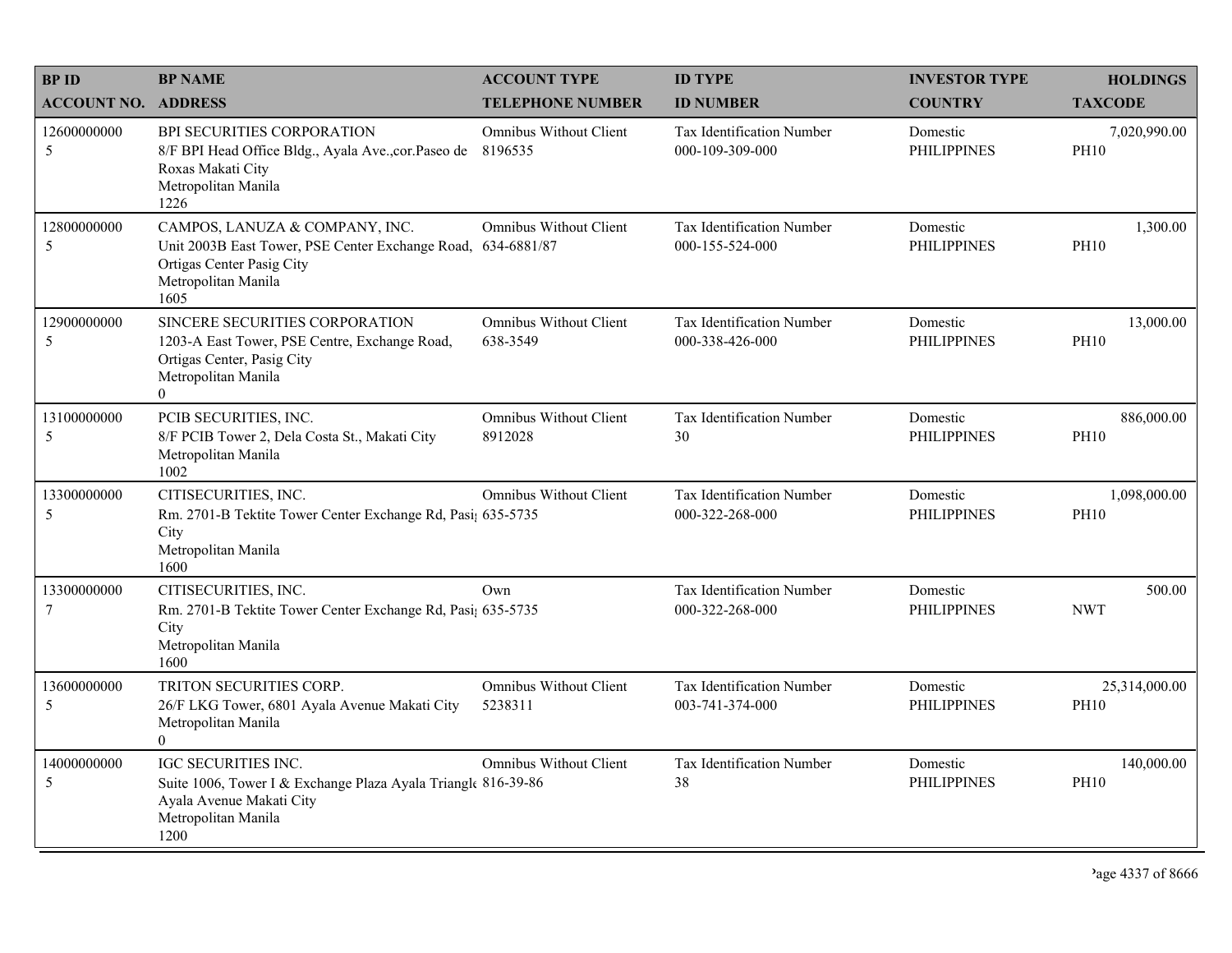| BP ID<br>ACCOUNT NO. | BP NAME<br>ADDRESS | ACCOUNT TYPE<br>TELEPHONE NUMBER | ID TYPE<br>ID NUMBER | INVESTOR TYPE<br>COUNTRY | HOLDINGS<br>TAXCODE |
|---|---|---|---|---|---|
| 12600000000<br>5 | BPI SECURITIES CORPORATION<br>8/F BPI Head Office Bldg., Ayala Ave.,cor.Paseo de Roxas Makati City<br>Metropolitan Manila<br>1226 | Omnibus Without Client<br>8196535 | Tax Identification Number<br>000-109-309-000 | Domestic<br>PHILIPPINES | 7,020,990.00<br>PH10 |
| 12800000000<br>5 | CAMPOS, LANUZA & COMPANY, INC.<br>Unit 2003B East Tower, PSE Center Exchange Road, Ortigas Center Pasig City<br>Metropolitan Manila<br>1605 | Omnibus Without Client<br>634-6881/87 | Tax Identification Number<br>000-155-524-000 | Domestic<br>PHILIPPINES | 1,300.00<br>PH10 |
| 12900000000<br>5 | SINCERE SECURITIES CORPORATION<br>1203-A East Tower, PSE Centre, Exchange Road, Ortigas Center, Pasig City<br>Metropolitan Manila<br>0 | Omnibus Without Client<br>638-3549 | Tax Identification Number<br>000-338-426-000 | Domestic<br>PHILIPPINES | 13,000.00<br>PH10 |
| 13100000000<br>5 | PCIB SECURITIES, INC.<br>8/F PCIB Tower 2, Dela Costa St., Makati City<br>Metropolitan Manila<br>1002 | Omnibus Without Client<br>8912028 | Tax Identification Number<br>30 | Domestic<br>PHILIPPINES | 886,000.00<br>PH10 |
| 13300000000<br>5 | CITISECURITIES, INC.<br>Rm. 2701-B Tektite Tower Center Exchange Rd, Pasig City<br>Metropolitan Manila<br>1600 | Omnibus Without Client<br>635-5735 | Tax Identification Number<br>000-322-268-000 | Domestic<br>PHILIPPINES | 1,098,000.00<br>PH10 |
| 13300000000<br>7 | CITISECURITIES, INC.<br>Rm. 2701-B Tektite Tower Center Exchange Rd, Pasig City<br>Metropolitan Manila<br>1600 | Own<br>635-5735 | Tax Identification Number<br>000-322-268-000 | Domestic<br>PHILIPPINES | 500.00<br>NWT |
| 13600000000<br>5 | TRITON SECURITIES CORP.<br>26/F LKG Tower, 6801 Ayala Avenue Makati City<br>Metropolitan Manila<br>0 | Omnibus Without Client<br>5238311 | Tax Identification Number<br>003-741-374-000 | Domestic<br>PHILIPPINES | 25,314,000.00<br>PH10 |
| 14000000000<br>5 | IGC SECURITIES INC.<br>Suite 1006, Tower I & Exchange Plaza Ayala Triangle Ayala Avenue Makati City<br>Metropolitan Manila<br>1200 | Omnibus Without Client<br>816-39-86 | Tax Identification Number<br>38 | Domestic<br>PHILIPPINES | 140,000.00<br>PH10 |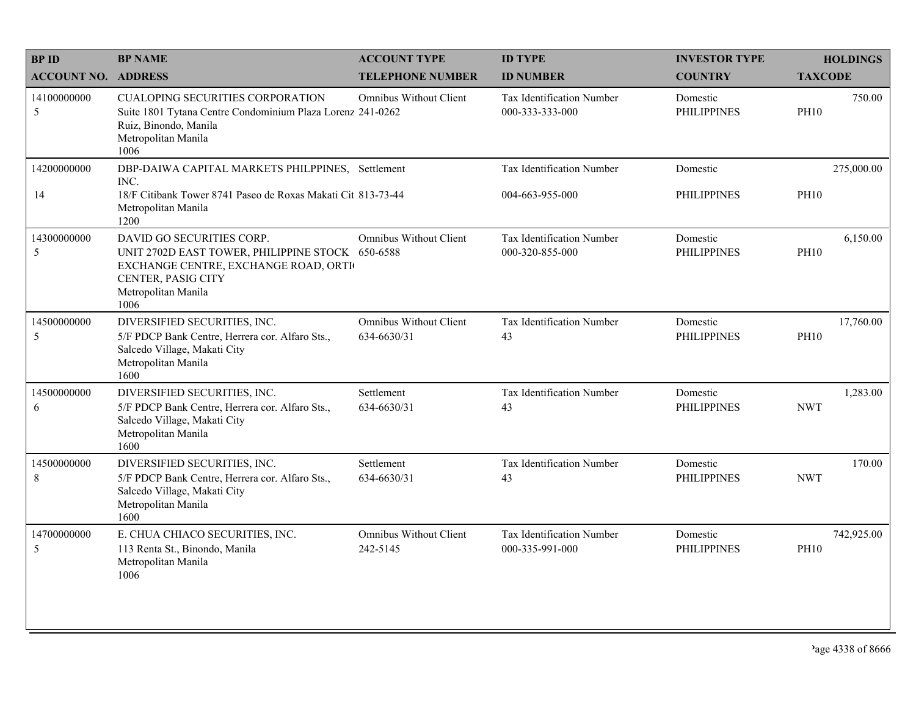| BP ID<br>ACCOUNT NO. | BP NAME<br>ADDRESS | ACCOUNT TYPE<br>TELEPHONE NUMBER | ID TYPE<br>ID NUMBER | INVESTOR TYPE<br>COUNTRY | HOLDINGS<br>TAXCODE |
|---|---|---|---|---|---|
| 14100000000<br>5 | CUALOPING SECURITIES CORPORATION<br>Suite 1801 Tytana Centre Condominium Plaza Lorenz Ruiz, Binondo, Manila<br>Metropolitan Manila<br>1006 | Omnibus Without Client<br>241-0262 | Tax Identification Number<br>000-333-333-000 | Domestic<br>PHILIPPINES | 750.00<br>PH10 |
| 14200000000<br>14 | DBP-DAIWA CAPITAL MARKETS PHILPPINES, INC.<br>18/F Citibank Tower 8741 Paseo de Roxas Makati Cit<br>Metropolitan Manila<br>1200 | Settlement<br>813-73-44 | Tax Identification Number<br>004-663-955-000 | Domestic<br>PHILIPPINES | 275,000.00<br>PH10 |
| 14300000000<br>5 | DAVID GO SECURITIES CORP.<br>UNIT 2702D EAST TOWER, PHILIPPINE STOCK EXCHANGE CENTRE, EXCHANGE ROAD, ORTI( CENTER, PASIG CITY<br>Metropolitan Manila<br>1006 | Omnibus Without Client<br>650-6588 | Tax Identification Number<br>000-320-855-000 | Domestic<br>PHILIPPINES | 6,150.00<br>PH10 |
| 14500000000<br>5 | DIVERSIFIED SECURITIES, INC.<br>5/F PDCP Bank Centre, Herrera cor. Alfaro Sts., Salcedo Village, Makati City<br>Metropolitan Manila<br>1600 | Omnibus Without Client<br>634-6630/31 | Tax Identification Number<br>43 | Domestic<br>PHILIPPINES | 17,760.00<br>PH10 |
| 14500000000<br>6 | DIVERSIFIED SECURITIES, INC.<br>5/F PDCP Bank Centre, Herrera cor. Alfaro Sts., Salcedo Village, Makati City<br>Metropolitan Manila<br>1600 | Settlement<br>634-6630/31 | Tax Identification Number<br>43 | Domestic<br>PHILIPPINES | 1,283.00<br>NWT |
| 14500000000<br>8 | DIVERSIFIED SECURITIES, INC.<br>5/F PDCP Bank Centre, Herrera cor. Alfaro Sts., Salcedo Village, Makati City<br>Metropolitan Manila<br>1600 | Settlement<br>634-6630/31 | Tax Identification Number<br>43 | Domestic<br>PHILIPPINES | 170.00<br>NWT |
| 14700000000<br>5 | E. CHUA CHIACO SECURITIES, INC.<br>113 Renta St., Binondo, Manila<br>Metropolitan Manila<br>1006 | Omnibus Without Client<br>242-5145 | Tax Identification Number<br>000-335-991-000 | Domestic<br>PHILIPPINES | 742,925.00<br>PH10 |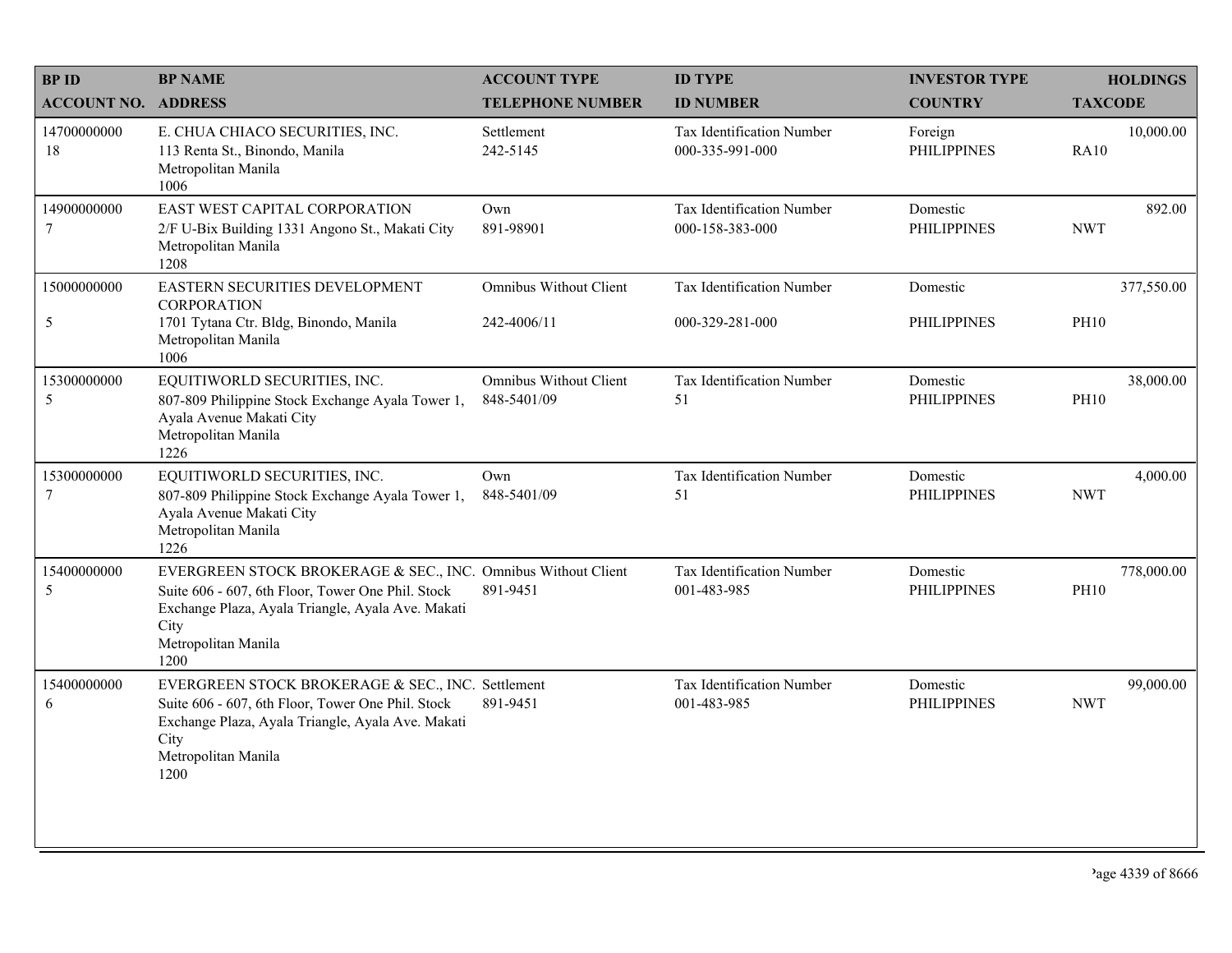| BP ID<br>ACCOUNT NO. | BP NAME<br>ADDRESS | ACCOUNT TYPE<br>TELEPHONE NUMBER | ID TYPE<br>ID NUMBER | INVESTOR TYPE<br>COUNTRY | HOLDINGS<br>TAXCODE |
|---|---|---|---|---|---|
| 14700000000<br>18 | E. CHUA CHIACO SECURITIES, INC.<br>113 Renta St., Binondo, Manila<br>Metropolitan Manila<br>1006 | Settlement<br>242-5145 | Tax Identification Number<br>000-335-991-000 | Foreign<br>PHILIPPINES | 10,000.00<br>RA10 |
| 14900000000<br>7 | EAST WEST CAPITAL CORPORATION<br>2/F U-Bix Building 1331 Angono St., Makati City<br>Metropolitan Manila<br>1208 | Own<br>891-98901 | Tax Identification Number<br>000-158-383-000 | Domestic<br>PHILIPPINES | 892.00<br>NWT |
| 15000000000<br>5 | EASTERN SECURITIES DEVELOPMENT CORPORATION<br>1701 Tytana Ctr. Bldg, Binondo, Manila<br>Metropolitan Manila<br>1006 | Omnibus Without Client<br>242-4006/11 | Tax Identification Number<br>000-329-281-000 | Domestic<br>PHILIPPINES | 377,550.00<br>PH10 |
| 15300000000<br>5 | EQUITIWORLD SECURITIES, INC.<br>807-809 Philippine Stock Exchange Ayala Tower 1, Ayala Avenue Makati City<br>Metropolitan Manila<br>1226 | Omnibus Without Client<br>848-5401/09 | Tax Identification Number<br>51 | Domestic<br>PHILIPPINES | 38,000.00<br>PH10 |
| 15300000000<br>7 | EQUITIWORLD SECURITIES, INC.<br>807-809 Philippine Stock Exchange Ayala Tower 1, Ayala Avenue Makati City<br>Metropolitan Manila<br>1226 | Own<br>848-5401/09 | Tax Identification Number<br>51 | Domestic<br>PHILIPPINES | 4,000.00<br>NWT |
| 15400000000<br>5 | EVERGREEN STOCK BROKERAGE & SEC., INC.<br>Suite 606 - 607, 6th Floor, Tower One Phil. Stock Exchange Plaza, Ayala Triangle, Ayala Ave. Makati City<br>Metropolitan Manila<br>1200 | Omnibus Without Client<br>891-9451 | Tax Identification Number<br>001-483-985 | Domestic<br>PHILIPPINES | 778,000.00<br>PH10 |
| 15400000000<br>6 | EVERGREEN STOCK BROKERAGE & SEC., INC.<br>Suite 606 - 607, 6th Floor, Tower One Phil. Stock Exchange Plaza, Ayala Triangle, Ayala Ave. Makati City<br>Metropolitan Manila<br>1200 | Settlement<br>891-9451 | Tax Identification Number<br>001-483-985 | Domestic<br>PHILIPPINES | 99,000.00<br>NWT |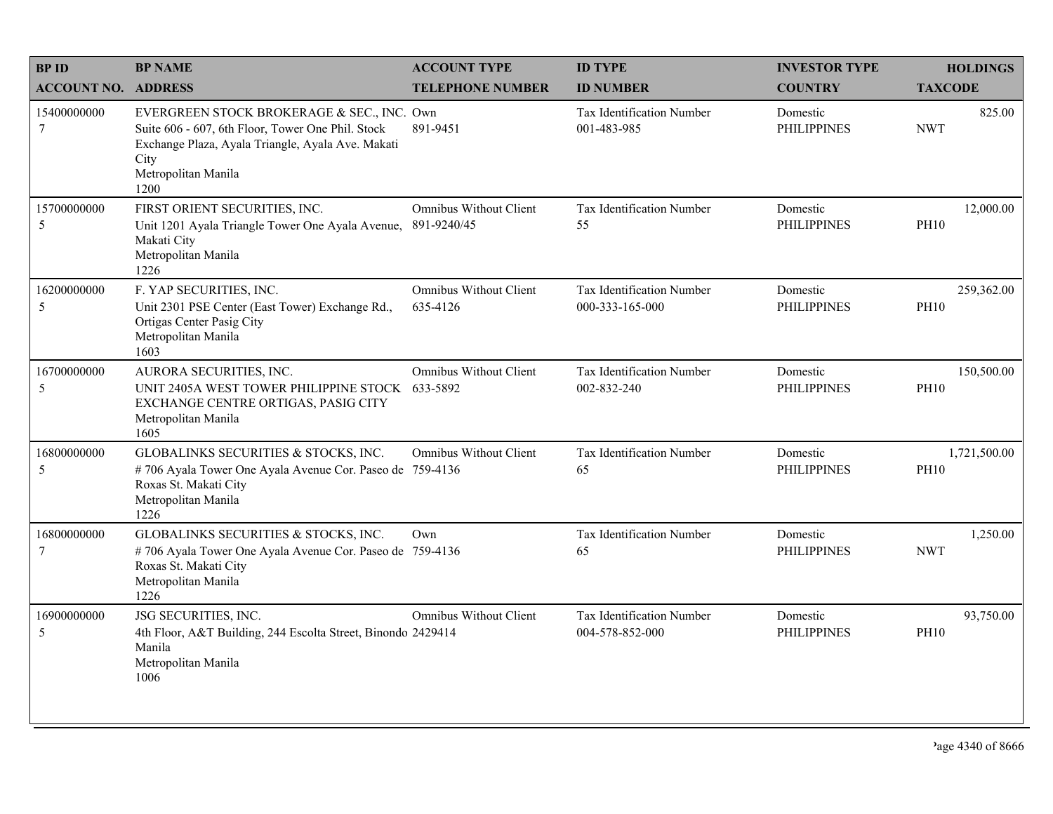| BP ID<br>ACCOUNT NO. | BP NAME<br>ADDRESS | ACCOUNT TYPE<br>TELEPHONE NUMBER | ID TYPE<br>ID NUMBER | INVESTOR TYPE<br>COUNTRY | HOLDINGS<br>TAXCODE |
|---|---|---|---|---|---|
| 15400000000<br>7 | EVERGREEN STOCK BROKERAGE & SEC., INC.<br>Suite 606 - 607, 6th Floor, Tower One Phil. Stock Exchange Plaza, Ayala Triangle, Ayala Ave. Makati City<br>Metropolitan Manila<br>1200 | Own<br>891-9451 | Tax Identification Number<br>001-483-985 | Domestic<br>PHILIPPINES | 825.00<br>NWT |
| 15700000000<br>5 | FIRST ORIENT SECURITIES, INC.<br>Unit 1201 Ayala Triangle Tower One Ayala Avenue, Makati City<br>Metropolitan Manila<br>1226 | Omnibus Without Client<br>891-9240/45 | Tax Identification Number<br>55 | Domestic<br>PHILIPPINES | 12,000.00<br>PH10 |
| 16200000000<br>5 | F. YAP SECURITIES, INC.<br>Unit 2301 PSE Center (East Tower) Exchange Rd., Ortigas Center Pasig City<br>Metropolitan Manila<br>1603 | Omnibus Without Client<br>635-4126 | Tax Identification Number<br>000-333-165-000 | Domestic<br>PHILIPPINES | 259,362.00<br>PH10 |
| 16700000000<br>5 | AURORA SECURITIES, INC.<br>UNIT 2405A WEST TOWER PHILIPPINE STOCK EXCHANGE CENTRE ORTIGAS, PASIG CITY<br>Metropolitan Manila<br>1605 | Omnibus Without Client<br>633-5892 | Tax Identification Number<br>002-832-240 | Domestic<br>PHILIPPINES | 150,500.00<br>PH10 |
| 16800000000<br>5 | GLOBALINKS SECURITIES & STOCKS, INC.<br># 706 Ayala Tower One Ayala Avenue Cor. Paseo de Roxas St. Makati City<br>Metropolitan Manila<br>1226 | Omnibus Without Client<br>759-4136 | Tax Identification Number<br>65 | Domestic<br>PHILIPPINES | 1,721,500.00<br>PH10 |
| 16800000000<br>7 | GLOBALINKS SECURITIES & STOCKS, INC.<br># 706 Ayala Tower One Ayala Avenue Cor. Paseo de Roxas St. Makati City<br>Metropolitan Manila<br>1226 | Own<br>759-4136 | Tax Identification Number<br>65 | Domestic<br>PHILIPPINES | 1,250.00<br>NWT |
| 16900000000<br>5 | JSG SECURITIES, INC.<br>4th Floor, A&T Building, 244 Escolta Street, Binondo Manila<br>Metropolitan Manila<br>1006 | Omnibus Without Client<br>2429414 | Tax Identification Number<br>004-578-852-000 | Domestic<br>PHILIPPINES | 93,750.00<br>PH10 |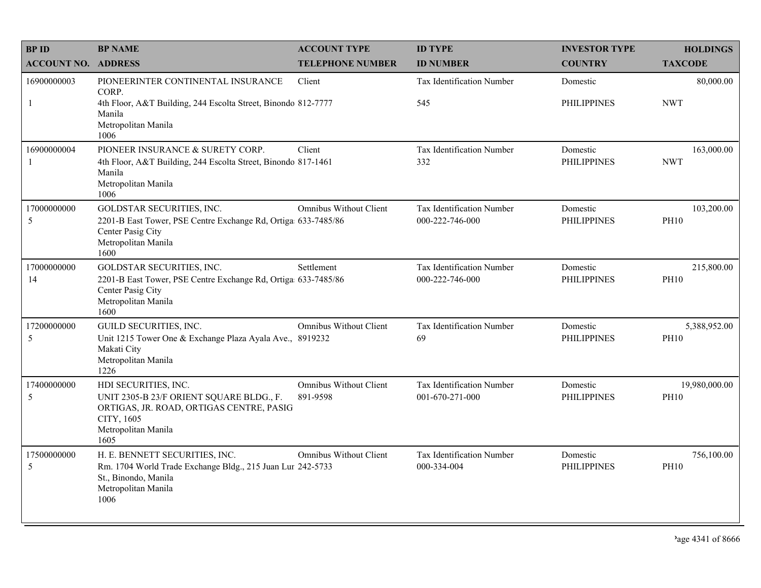| BP ID<br>ACCOUNT NO. | BP NAME<br>ADDRESS | ACCOUNT TYPE<br>TELEPHONE NUMBER | ID TYPE<br>ID NUMBER | INVESTOR TYPE<br>COUNTRY | HOLDINGS<br>TAXCODE |
|---|---|---|---|---|---|
| 16900000003<br>1 | PIONEERINTER CONTINENTAL INSURANCE CORP.<br>4th Floor, A&T Building, 244 Escolta Street, Binondo Manila<br>Metropolitan Manila<br>1006 | Client<br>812-7777 | Tax Identification Number<br>545 | Domestic<br>PHILIPPINES | 80,000.00<br>NWT |
| 16900000004<br>1 | PIONEER INSURANCE & SURETY CORP.<br>4th Floor, A&T Building, 244 Escolta Street, Binondo Manila<br>Metropolitan Manila<br>1006 | Client<br>817-1461 | Tax Identification Number<br>332 | Domestic<br>PHILIPPINES | 163,000.00<br>NWT |
| 17000000000<br>5 | GOLDSTAR SECURITIES, INC.<br>2201-B East Tower, PSE Centre Exchange Rd, Ortiga Center Pasig City<br>Metropolitan Manila<br>1600 | Omnibus Without Client<br>633-7485/86 | Tax Identification Number<br>000-222-746-000 | Domestic<br>PHILIPPINES | 103,200.00<br>PH10 |
| 17000000000<br>14 | GOLDSTAR SECURITIES, INC.<br>2201-B East Tower, PSE Centre Exchange Rd, Ortiga Center Pasig City<br>Metropolitan Manila<br>1600 | Settlement<br>633-7485/86 | Tax Identification Number<br>000-222-746-000 | Domestic<br>PHILIPPINES | 215,800.00<br>PH10 |
| 17200000000<br>5 | GUILD SECURITIES, INC.<br>Unit 1215 Tower One & Exchange Plaza Ayala Ave., Makati City<br>Metropolitan Manila<br>1226 | Omnibus Without Client<br>8919232 | Tax Identification Number<br>69 | Domestic<br>PHILIPPINES | 5,388,952.00<br>PH10 |
| 17400000000<br>5 | HDI SECURITIES, INC.<br>UNIT 2305-B 23/F ORIENT SQUARE BLDG., F. ORTIGAS, JR. ROAD, ORTIGAS CENTRE, PASIG CITY, 1605<br>Metropolitan Manila<br>1605 | Omnibus Without Client<br>891-9598 | Tax Identification Number<br>001-670-271-000 | Domestic<br>PHILIPPINES | 19,980,000.00<br>PH10 |
| 17500000000<br>5 | H. E. BENNETT SECURITIES, INC.<br>Rm. 1704 World Trade Exchange Bldg., 215 Juan Lur St., Binondo, Manila<br>Metropolitan Manila<br>1006 | Omnibus Without Client<br>242-5733 | Tax Identification Number<br>000-334-004 | Domestic<br>PHILIPPINES | 756,100.00<br>PH10 |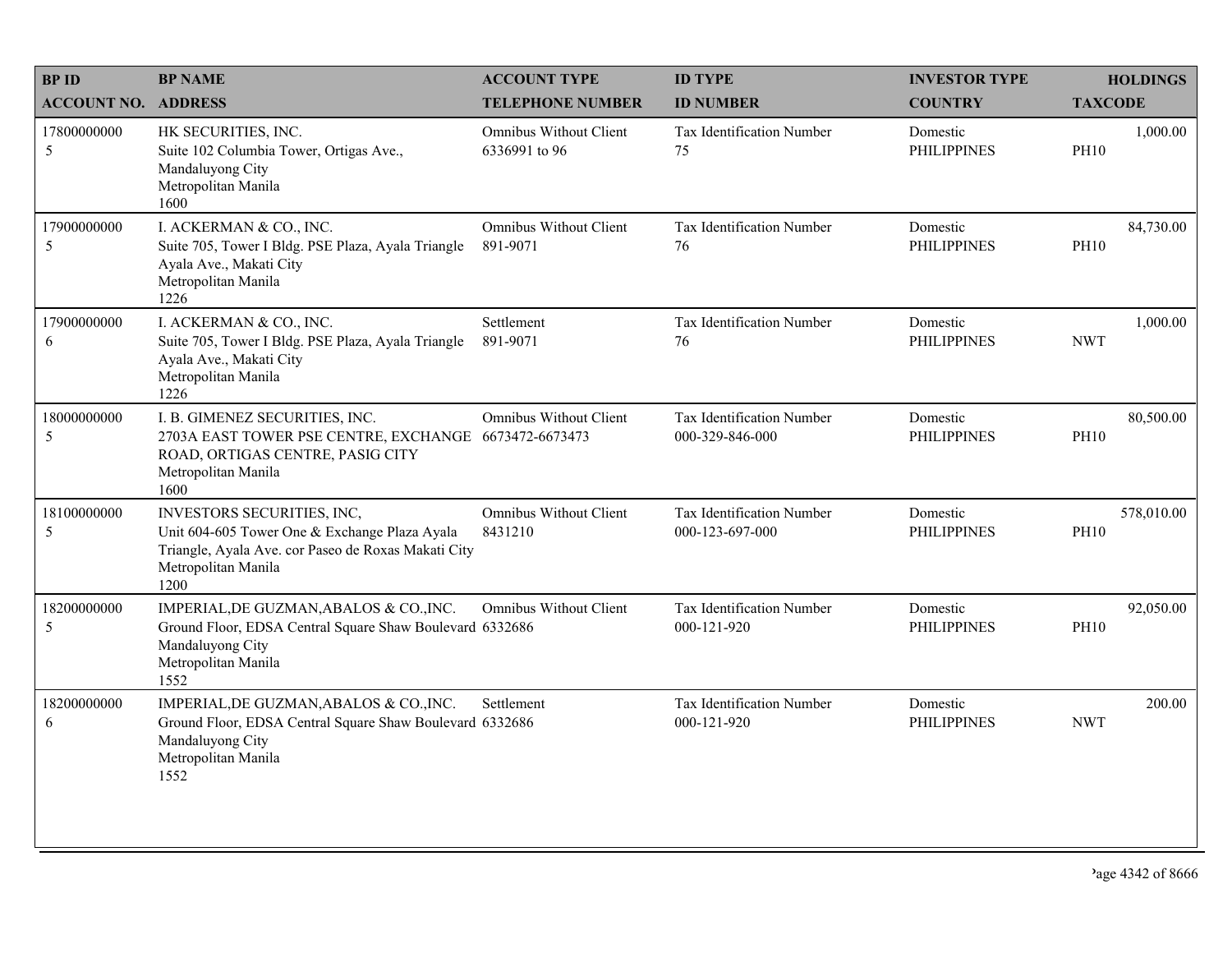| BP ID<br>ACCOUNT NO. | BP NAME<br>ADDRESS | ACCOUNT TYPE<br>TELEPHONE NUMBER | ID TYPE<br>ID NUMBER | INVESTOR TYPE<br>COUNTRY | HOLDINGS<br>TAXCODE |
|---|---|---|---|---|---|
| 17800000000<br>5 | HK SECURITIES, INC.<br>Suite 102 Columbia Tower, Ortigas Ave., Mandaluyong City<br>Metropolitan Manila<br>1600 | Omnibus Without Client<br>6336991 to 96 | Tax Identification Number<br>75 | Domestic<br>PHILIPPINES | 1,000.00<br>PH10 |
| 17900000000<br>5 | I. ACKERMAN & CO., INC.<br>Suite 705, Tower I Bldg. PSE Plaza, Ayala Triangle Ayala Ave., Makati City<br>Metropolitan Manila<br>1226 | Omnibus Without Client<br>891-9071 | Tax Identification Number<br>76 | Domestic<br>PHILIPPINES | 84,730.00<br>PH10 |
| 17900000000<br>6 | I. ACKERMAN & CO., INC.<br>Suite 705, Tower I Bldg. PSE Plaza, Ayala Triangle Ayala Ave., Makati City<br>Metropolitan Manila<br>1226 | Settlement<br>891-9071 | Tax Identification Number<br>76 | Domestic<br>PHILIPPINES | 1,000.00<br>NWT |
| 18000000000<br>5 | I. B. GIMENEZ SECURITIES, INC.<br>2703A EAST TOWER PSE CENTRE, EXCHANGE ROAD, ORTIGAS CENTRE, PASIG CITY<br>Metropolitan Manila<br>1600 | Omnibus Without Client<br>6673472-6673473 | Tax Identification Number<br>000-329-846-000 | Domestic<br>PHILIPPINES | 80,500.00<br>PH10 |
| 18100000000<br>5 | INVESTORS SECURITIES, INC,<br>Unit 604-605 Tower One & Exchange Plaza Ayala Triangle, Ayala Ave. cor Paseo de Roxas Makati City<br>Metropolitan Manila<br>1200 | Omnibus Without Client<br>8431210 | Tax Identification Number<br>000-123-697-000 | Domestic<br>PHILIPPINES | 578,010.00<br>PH10 |
| 18200000000<br>5 | IMPERIAL,DE GUZMAN,ABALOS & CO.,INC.<br>Ground Floor, EDSA Central Square Shaw Boulevard Mandaluyong City<br>Metropolitan Manila<br>1552 | Omnibus Without Client<br>6332686 | Tax Identification Number<br>000-121-920 | Domestic<br>PHILIPPINES | 92,050.00<br>PH10 |
| 18200000000<br>6 | IMPERIAL,DE GUZMAN,ABALOS & CO.,INC.<br>Ground Floor, EDSA Central Square Shaw Boulevard Mandaluyong City<br>Metropolitan Manila<br>1552 | Settlement<br>6332686 | Tax Identification Number<br>000-121-920 | Domestic<br>PHILIPPINES | 200.00<br>NWT |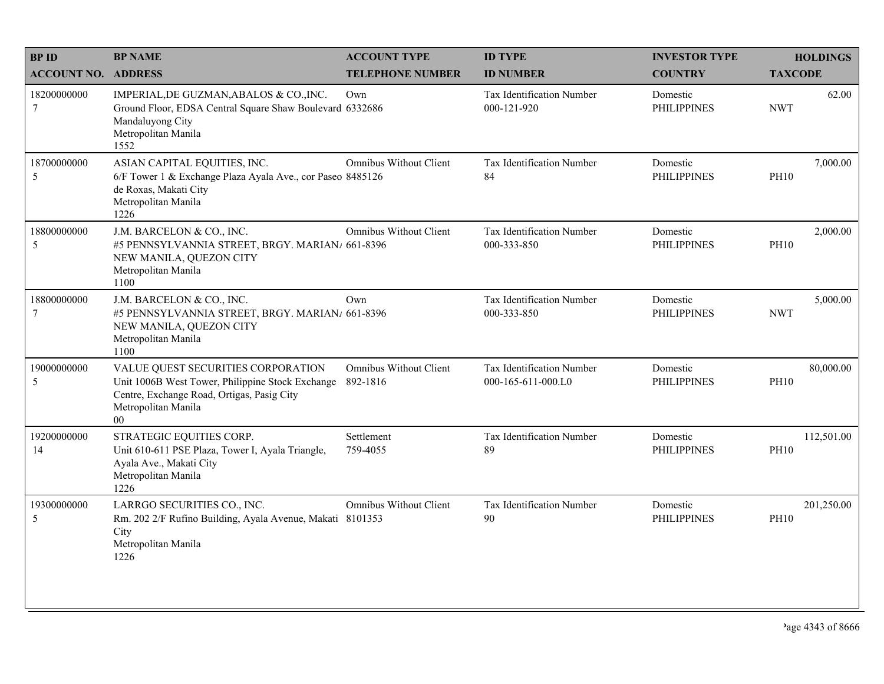| BP ID ACCOUNT NO. | BP NAME ADDRESS | ACCOUNT TYPE TELEPHONE NUMBER | ID TYPE ID NUMBER | INVESTOR TYPE COUNTRY | HOLDINGS TAXCODE |
|---|---|---|---|---|---|
| 18200000000 7 | IMPERIAL,DE GUZMAN,ABALOS & CO.,INC. Ground Floor, EDSA Central Square Shaw Boulevard Mandaluyong City Metropolitan Manila 1552 | Own 6332686 | Tax Identification Number 000-121-920 | Domestic PHILIPPINES | 62.00 NWT |
| 18700000000 5 | ASIAN CAPITAL EQUITIES, INC. 6/F Tower 1 & Exchange Plaza Ayala Ave., cor Paseo de Roxas, Makati City Metropolitan Manila 1226 | Omnibus Without Client 8485126 | Tax Identification Number 84 | Domestic PHILIPPINES | 7,000.00 PH10 |
| 18800000000 5 | J.M. BARCELON & CO., INC. #5 PENNSYLVANNIA STREET, BRGY. MARIAN/ NEW MANILA, QUEZON CITY Metropolitan Manila 1100 | Omnibus Without Client 661-8396 | Tax Identification Number 000-333-850 | Domestic PHILIPPINES | 2,000.00 PH10 |
| 18800000000 7 | J.M. BARCELON & CO., INC. #5 PENNSYLVANNIA STREET, BRGY. MARIAN/ NEW MANILA, QUEZON CITY Metropolitan Manila 1100 | Own 661-8396 | Tax Identification Number 000-333-850 | Domestic PHILIPPINES | 5,000.00 NWT |
| 19000000000 5 | VALUE QUEST SECURITIES CORPORATION Unit 1006B West Tower, Philippine Stock Exchange Centre, Exchange Road, Ortigas, Pasig City Metropolitan Manila 00 | Omnibus Without Client 892-1816 | Tax Identification Number 000-165-611-000.L0 | Domestic PHILIPPINES | 80,000.00 PH10 |
| 19200000000 14 | STRATEGIC EQUITIES CORP. Unit 610-611 PSE Plaza, Tower I, Ayala Triangle, Ayala Ave., Makati City Metropolitan Manila 1226 | Settlement 759-4055 | Tax Identification Number 89 | Domestic PHILIPPINES | 112,501.00 PH10 |
| 19300000000 5 | LARRGO SECURITIES CO., INC. Rm. 202 2/F Rufino Building, Ayala Avenue, Makati City Metropolitan Manila 1226 | Omnibus Without Client 8101353 | Tax Identification Number 90 | Domestic PHILIPPINES | 201,250.00 PH10 |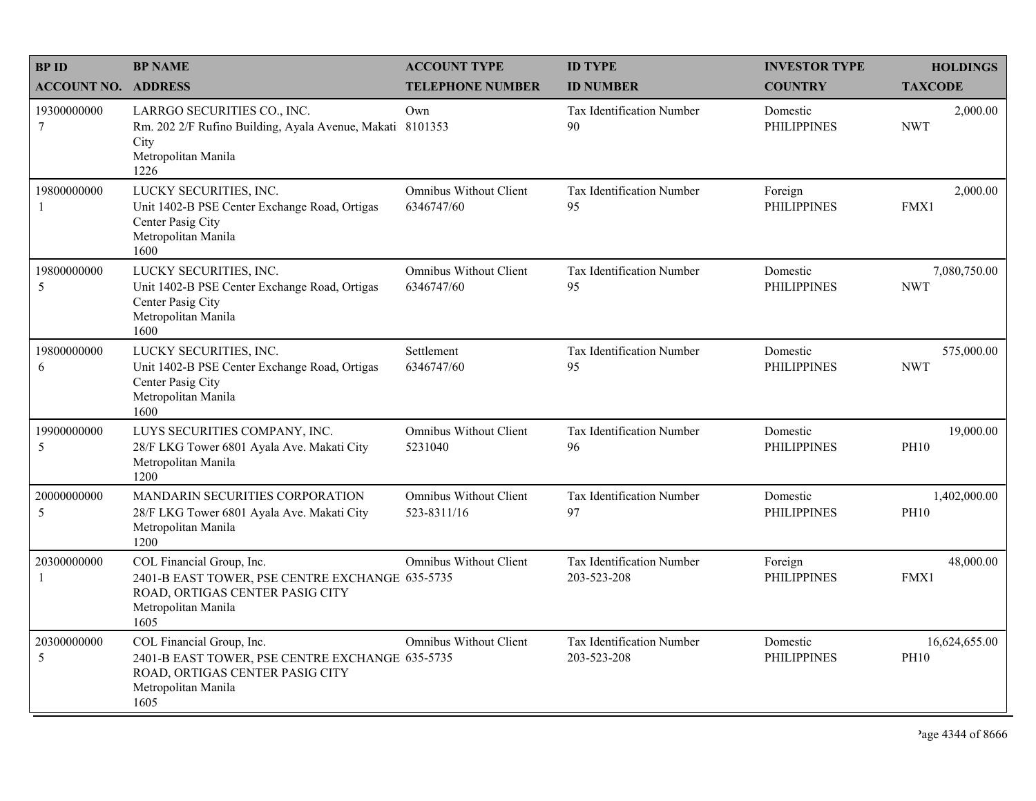| BP ID<br>ACCOUNT NO. | BP NAME<br>ADDRESS | ACCOUNT TYPE<br>TELEPHONE NUMBER | ID TYPE<br>ID NUMBER | INVESTOR TYPE<br>COUNTRY | HOLDINGS<br>TAXCODE |
|---|---|---|---|---|---|
| 19300000000<br>7 | LARRGO SECURITIES CO., INC.<br>Rm. 202 2/F Rufino Building, Ayala Avenue, Makati City<br>Metropolitan Manila<br>1226 | Own<br>8101353 | Tax Identification Number<br>90 | Domestic<br>PHILIPPINES | 2,000.00<br>NWT |
| 19800000000<br>1 | LUCKY SECURITIES, INC.<br>Unit 1402-B PSE Center Exchange Road, Ortigas Center Pasig City<br>Metropolitan Manila<br>1600 | Omnibus Without Client<br>6346747/60 | Tax Identification Number<br>95 | Foreign<br>PHILIPPINES | 2,000.00<br>FMX1 |
| 19800000000<br>5 | LUCKY SECURITIES, INC.<br>Unit 1402-B PSE Center Exchange Road, Ortigas Center Pasig City<br>Metropolitan Manila<br>1600 | Omnibus Without Client<br>6346747/60 | Tax Identification Number<br>95 | Domestic<br>PHILIPPINES | 7,080,750.00<br>NWT |
| 19800000000<br>6 | LUCKY SECURITIES, INC.<br>Unit 1402-B PSE Center Exchange Road, Ortigas Center Pasig City<br>Metropolitan Manila<br>1600 | Settlement<br>6346747/60 | Tax Identification Number<br>95 | Domestic<br>PHILIPPINES | 575,000.00<br>NWT |
| 19900000000<br>5 | LUYS SECURITIES COMPANY, INC.<br>28/F LKG Tower 6801 Ayala Ave. Makati City<br>Metropolitan Manila<br>1200 | Omnibus Without Client<br>5231040 | Tax Identification Number<br>96 | Domestic<br>PHILIPPINES | 19,000.00<br>PH10 |
| 20000000000<br>5 | MANDARIN SECURITIES CORPORATION<br>28/F LKG Tower 6801 Ayala Ave. Makati City<br>Metropolitan Manila<br>1200 | Omnibus Without Client<br>523-8311/16 | Tax Identification Number<br>97 | Domestic<br>PHILIPPINES | 1,402,000.00<br>PH10 |
| 20300000000<br>1 | COL Financial Group, Inc.<br>2401-B EAST TOWER, PSE CENTRE EXCHANGE ROAD, ORTIGAS CENTER PASIG CITY<br>Metropolitan Manila<br>1605 | Omnibus Without Client<br>635-5735 | Tax Identification Number<br>203-523-208 | Foreign<br>PHILIPPINES | 48,000.00<br>FMX1 |
| 20300000000<br>5 | COL Financial Group, Inc.<br>2401-B EAST TOWER, PSE CENTRE EXCHANGE ROAD, ORTIGAS CENTER PASIG CITY<br>Metropolitan Manila<br>1605 | Omnibus Without Client<br>635-5735 | Tax Identification Number<br>203-523-208 | Domestic<br>PHILIPPINES | 16,624,655.00<br>PH10 |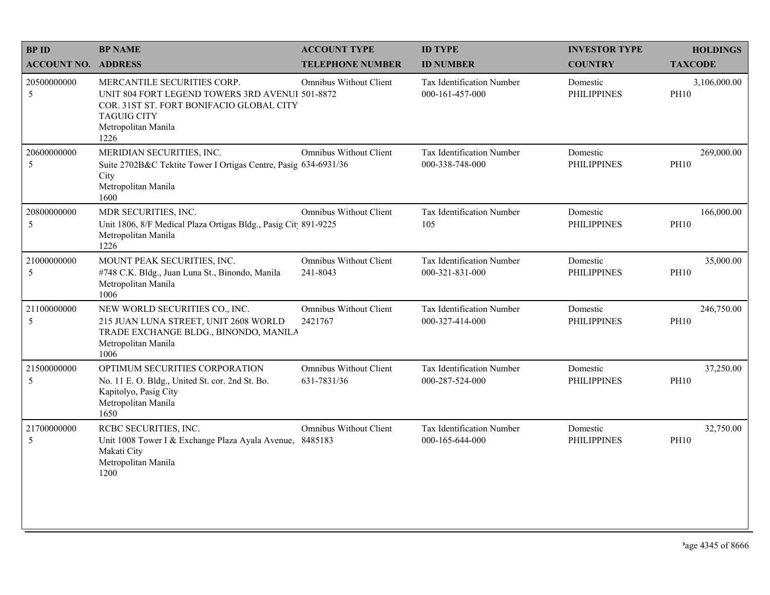| BP ID<br>ACCOUNT NO. | BP NAME<br>ADDRESS | ACCOUNT TYPE<br>TELEPHONE NUMBER | ID TYPE<br>ID NUMBER | INVESTOR TYPE<br>COUNTRY | HOLDINGS<br>TAXCODE |
|---|---|---|---|---|---|
| 20500000000<br>5 | MERCANTILE SECURITIES CORP.<br>UNIT 804 FORT LEGEND TOWERS 3RD AVENUE COR. 31ST ST. FORT BONIFACIO GLOBAL CITY TAGUIG CITY<br>Metropolitan Manila<br>1226 | Omnibus Without Client<br>501-8872 | Tax Identification Number<br>000-161-457-000 | Domestic<br>PHILIPPINES | 3,106,000.00<br>PH10 |
| 20600000000<br>5 | MERIDIAN SECURITIES, INC.<br>Suite 2702B&C Tektite Tower I Ortigas Centre, Pasig City<br>Metropolitan Manila<br>1600 | Omnibus Without Client<br>634-6931/36 | Tax Identification Number<br>000-338-748-000 | Domestic<br>PHILIPPINES | 269,000.00<br>PH10 |
| 20800000000<br>5 | MDR SECURITIES, INC.<br>Unit 1806, 8/F Medical Plaza Ortigas Bldg., Pasig City<br>Metropolitan Manila<br>1226 | Omnibus Without Client<br>891-9225 | Tax Identification Number<br>105 | Domestic<br>PHILIPPINES | 166,000.00<br>PH10 |
| 21000000000<br>5 | MOUNT PEAK SECURITIES, INC.<br>#748 C.K. Bldg., Juan Luna St., Binondo, Manila<br>Metropolitan Manila<br>1006 | Omnibus Without Client<br>241-8043 | Tax Identification Number<br>000-321-831-000 | Domestic<br>PHILIPPINES | 35,000.00<br>PH10 |
| 21100000000<br>5 | NEW WORLD SECURITIES CO., INC.<br>215 JUAN LUNA STREET, UNIT 2608 WORLD TRADE EXCHANGE BLDG., BINONDO, MANILA<br>Metropolitan Manila<br>1006 | Omnibus Without Client<br>2421767 | Tax Identification Number<br>000-327-414-000 | Domestic<br>PHILIPPINES | 246,750.00<br>PH10 |
| 21500000000<br>5 | OPTIMUM SECURITIES CORPORATION<br>No. 11 E. O. Bldg., United St. cor. 2nd St. Bo. Kapitolyo, Pasig City<br>Metropolitan Manila<br>1650 | Omnibus Without Client<br>631-7831/36 | Tax Identification Number<br>000-287-524-000 | Domestic<br>PHILIPPINES | 37,250.00<br>PH10 |
| 21700000000<br>5 | RCBC SECURITIES, INC.<br>Unit 1008 Tower I & Exchange Plaza Ayala Avenue, Makati City<br>Metropolitan Manila<br>1200 | Omnibus Without Client<br>8485183 | Tax Identification Number<br>000-165-644-000 | Domestic<br>PHILIPPINES | 32,750.00<br>PH10 |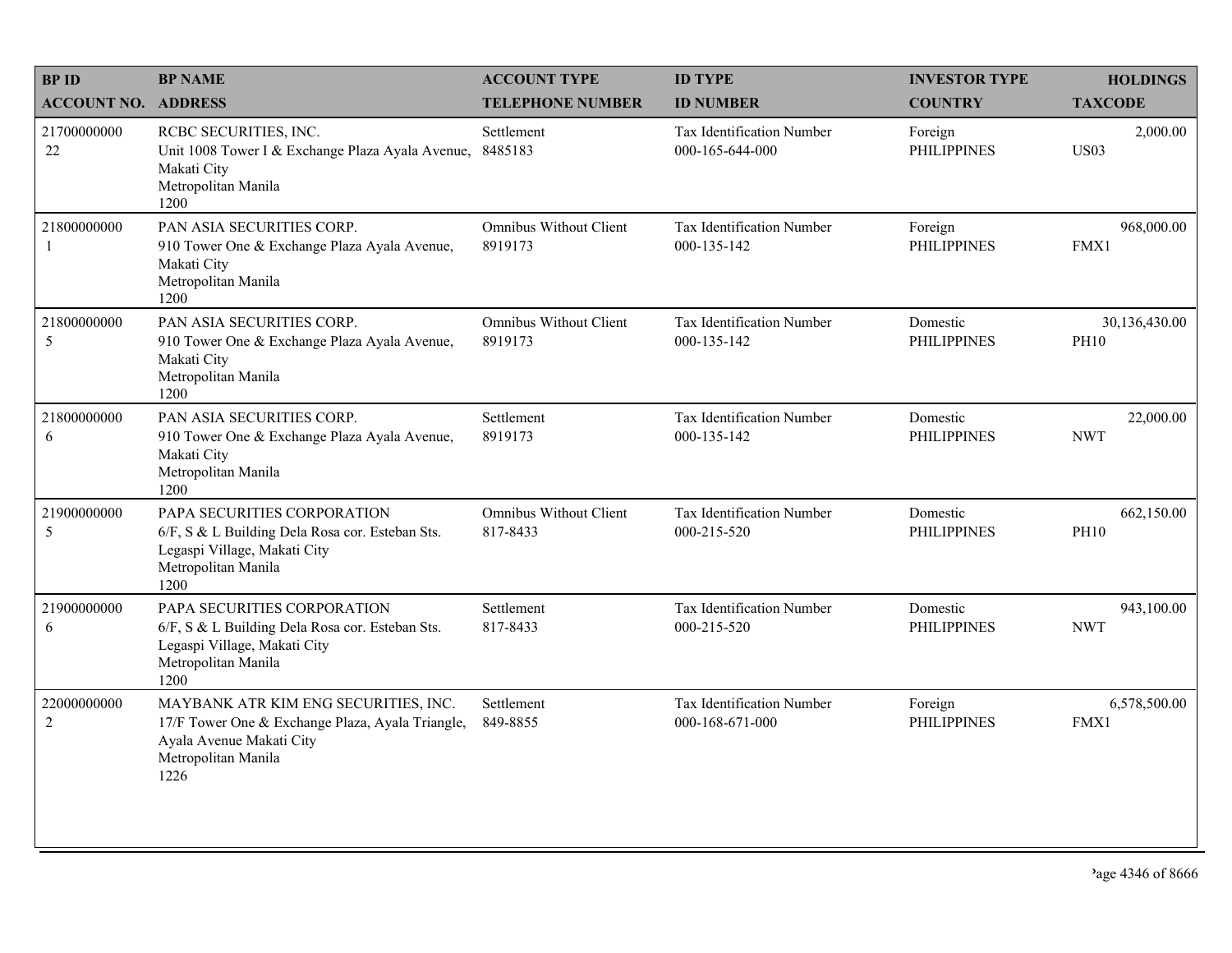| BP ID<br>ACCOUNT NO. | BP NAME<br>ADDRESS | ACCOUNT TYPE<br>TELEPHONE NUMBER | ID TYPE<br>ID NUMBER | INVESTOR TYPE<br>COUNTRY | HOLDINGS<br>TAXCODE |
|---|---|---|---|---|---|
| 21700000000<br>22 | RCBC SECURITIES, INC.<br>Unit 1008 Tower I & Exchange Plaza Ayala Avenue, Makati City<br>Metropolitan Manila<br>1200 | Settlement<br>8485183 | Tax Identification Number<br>000-165-644-000 | Foreign<br>PHILIPPINES | 2,000.00<br>US03 |
| 21800000000<br>1 | PAN ASIA SECURITIES CORP.<br>910 Tower One & Exchange Plaza Ayala Avenue, Makati City<br>Metropolitan Manila<br>1200 | Omnibus Without Client<br>8919173 | Tax Identification Number<br>000-135-142 | Foreign<br>PHILIPPINES | 968,000.00<br>FMX1 |
| 21800000000<br>5 | PAN ASIA SECURITIES CORP.<br>910 Tower One & Exchange Plaza Ayala Avenue, Makati City<br>Metropolitan Manila<br>1200 | Omnibus Without Client<br>8919173 | Tax Identification Number<br>000-135-142 | Domestic<br>PHILIPPINES | 30,136,430.00<br>PH10 |
| 21800000000<br>6 | PAN ASIA SECURITIES CORP.<br>910 Tower One & Exchange Plaza Ayala Avenue, Makati City<br>Metropolitan Manila<br>1200 | Settlement<br>8919173 | Tax Identification Number<br>000-135-142 | Domestic<br>PHILIPPINES | 22,000.00<br>NWT |
| 21900000000<br>5 | PAPA SECURITIES CORPORATION<br>6/F, S & L Building Dela Rosa cor. Esteban Sts. Legaspi Village, Makati City<br>Metropolitan Manila<br>1200 | Omnibus Without Client<br>817-8433 | Tax Identification Number<br>000-215-520 | Domestic<br>PHILIPPINES | 662,150.00<br>PH10 |
| 21900000000<br>6 | PAPA SECURITIES CORPORATION<br>6/F, S & L Building Dela Rosa cor. Esteban Sts. Legaspi Village, Makati City<br>Metropolitan Manila<br>1200 | Settlement<br>817-8433 | Tax Identification Number<br>000-215-520 | Domestic<br>PHILIPPINES | 943,100.00<br>NWT |
| 22000000000<br>2 | MAYBANK ATR KIM ENG SECURITIES, INC.<br>17/F Tower One & Exchange Plaza, Ayala Triangle, Ayala Avenue Makati City<br>Metropolitan Manila<br>1226 | Settlement<br>849-8855 | Tax Identification Number<br>000-168-671-000 | Foreign<br>PHILIPPINES | 6,578,500.00<br>FMX1 |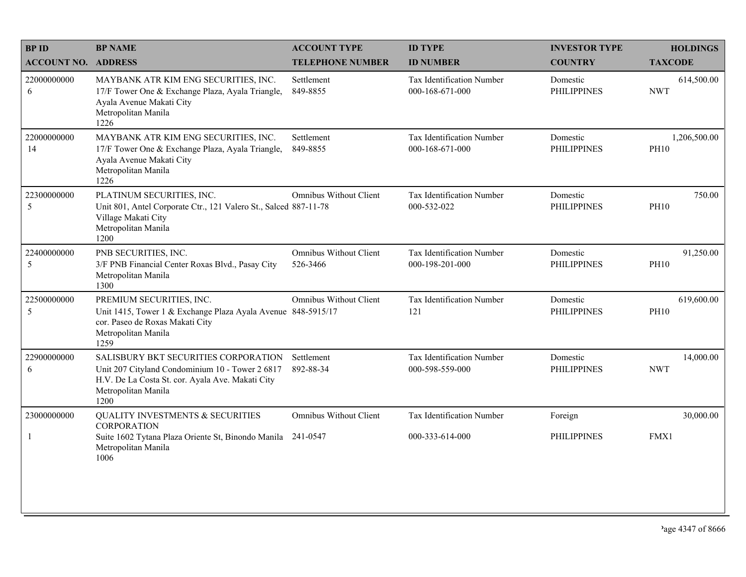| BP ID<br>ACCOUNT NO. | BP NAME<br>ADDRESS | ACCOUNT TYPE<br>TELEPHONE NUMBER | ID TYPE<br>ID NUMBER | INVESTOR TYPE<br>COUNTRY | HOLDINGS<br>TAXCODE |
|---|---|---|---|---|---|
| 22000000000<br>6 | MAYBANK ATR KIM ENG SECURITIES, INC.<br>17/F Tower One & Exchange Plaza, Ayala Triangle, Ayala Avenue Makati City<br>Metropolitan Manila<br>1226 | Settlement<br>849-8855 | Tax Identification Number<br>000-168-671-000 | Domestic<br>PHILIPPINES | 614,500.00<br>NWT |
| 22000000000<br>14 | MAYBANK ATR KIM ENG SECURITIES, INC.<br>17/F Tower One & Exchange Plaza, Ayala Triangle, Ayala Avenue Makati City<br>Metropolitan Manila<br>1226 | Settlement<br>849-8855 | Tax Identification Number<br>000-168-671-000 | Domestic<br>PHILIPPINES | 1,206,500.00<br>PH10 |
| 22300000000<br>5 | PLATINUM SECURITIES, INC.<br>Unit 801, Antel Corporate Ctr., 121 Valero St., Salced Village Makati City<br>Metropolitan Manila<br>1200 | Omnibus Without Client<br>887-11-78 | Tax Identification Number<br>000-532-022 | Domestic<br>PHILIPPINES | 750.00<br>PH10 |
| 22400000000<br>5 | PNB SECURITIES, INC.<br>3/F PNB Financial Center Roxas Blvd., Pasay City<br>Metropolitan Manila<br>1300 | Omnibus Without Client<br>526-3466 | Tax Identification Number<br>000-198-201-000 | Domestic<br>PHILIPPINES | 91,250.00<br>PH10 |
| 22500000000<br>5 | PREMIUM SECURITIES, INC.<br>Unit 1415, Tower 1 & Exchange Plaza Ayala Avenue cor. Paseo de Roxas Makati City<br>Metropolitan Manila<br>1259 | Omnibus Without Client<br>848-5915/17 | Tax Identification Number<br>121 | Domestic<br>PHILIPPINES | 619,600.00<br>PH10 |
| 22900000000<br>6 | SALISBURY BKT SECURITIES CORPORATION<br>Unit 207 Cityland Condominium 10 - Tower 2 6817 H.V. De La Costa St. cor. Ayala Ave. Makati City<br>Metropolitan Manila<br>1200 | Settlement<br>892-88-34 | Tax Identification Number<br>000-598-559-000 | Domestic<br>PHILIPPINES | 14,000.00<br>NWT |
| 23000000000<br>1 | QUALITY INVESTMENTS & SECURITIES CORPORATION<br>Suite 1602 Tytana Plaza Oriente St, Binondo Manila<br>Metropolitan Manila<br>1006 | Omnibus Without Client<br>241-0547 | Tax Identification Number<br>000-333-614-000 | Foreign<br>PHILIPPINES | 30,000.00<br>FMX1 |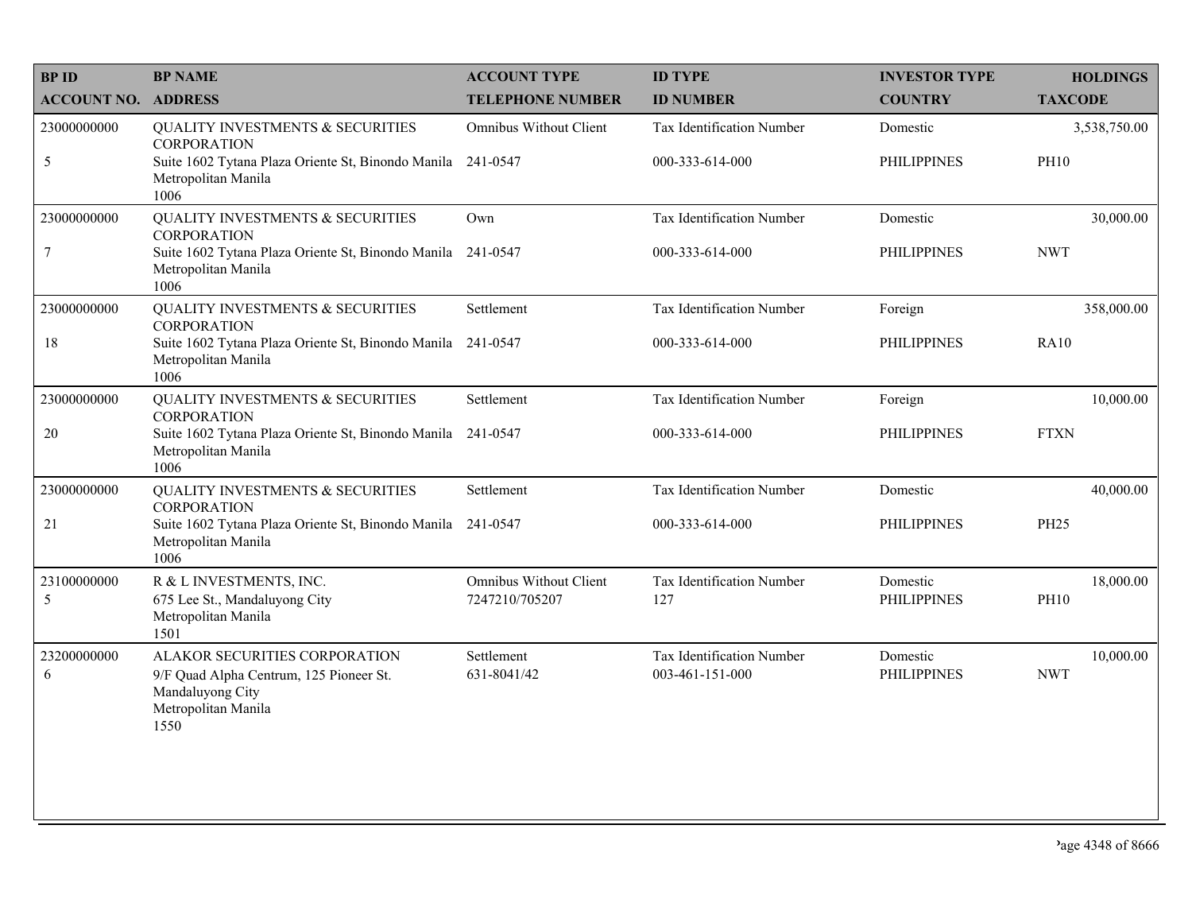| BP ID<br>ACCOUNT NO. | BP NAME<br>ADDRESS | ACCOUNT TYPE<br>TELEPHONE NUMBER | ID TYPE<br>ID NUMBER | INVESTOR TYPE<br>COUNTRY | HOLDINGS<br>TAXCODE |
|---|---|---|---|---|---|
| 23000000000<br>5 | QUALITY INVESTMENTS & SECURITIES CORPORATION<br>Suite 1602 Tytana Plaza Oriente St, Binondo Manila Metropolitan Manila<br>1006 | Omnibus Without Client<br>241-0547 | Tax Identification Number<br>000-333-614-000 | Domestic<br>PHILIPPINES | 3,538,750.00<br>PH10 |
| 23000000000<br>7 | QUALITY INVESTMENTS & SECURITIES CORPORATION<br>Suite 1602 Tytana Plaza Oriente St, Binondo Manila Metropolitan Manila<br>1006 | Own<br>241-0547 | Tax Identification Number<br>000-333-614-000 | Domestic<br>PHILIPPINES | 30,000.00<br>NWT |
| 23000000000<br>18 | QUALITY INVESTMENTS & SECURITIES CORPORATION<br>Suite 1602 Tytana Plaza Oriente St, Binondo Manila Metropolitan Manila<br>1006 | Settlement<br>241-0547 | Tax Identification Number<br>000-333-614-000 | Foreign<br>PHILIPPINES | 358,000.00<br>RA10 |
| 23000000000<br>20 | QUALITY INVESTMENTS & SECURITIES CORPORATION<br>Suite 1602 Tytana Plaza Oriente St, Binondo Manila Metropolitan Manila<br>1006 | Settlement<br>241-0547 | Tax Identification Number<br>000-333-614-000 | Foreign<br>PHILIPPINES | 10,000.00<br>FTXN |
| 23000000000<br>21 | QUALITY INVESTMENTS & SECURITIES CORPORATION<br>Suite 1602 Tytana Plaza Oriente St, Binondo Manila Metropolitan Manila<br>1006 | Settlement<br>241-0547 | Tax Identification Number<br>000-333-614-000 | Domestic<br>PHILIPPINES | 40,000.00<br>PH25 |
| 23100000000<br>5 | R & L INVESTMENTS, INC.<br>675 Lee St., Mandaluyong City<br>Metropolitan Manila<br>1501 | Omnibus Without Client<br>7247210/705207 | Tax Identification Number<br>127 | Domestic<br>PHILIPPINES | 18,000.00<br>PH10 |
| 23200000000<br>6 | ALAKOR SECURITIES CORPORATION<br>9/F Quad Alpha Centrum, 125 Pioneer St.<br>Mandaluyong City<br>Metropolitan Manila<br>1550 | Settlement<br>631-8041/42 | Tax Identification Number<br>003-461-151-000 | Domestic<br>PHILIPPINES | 10,000.00<br>NWT |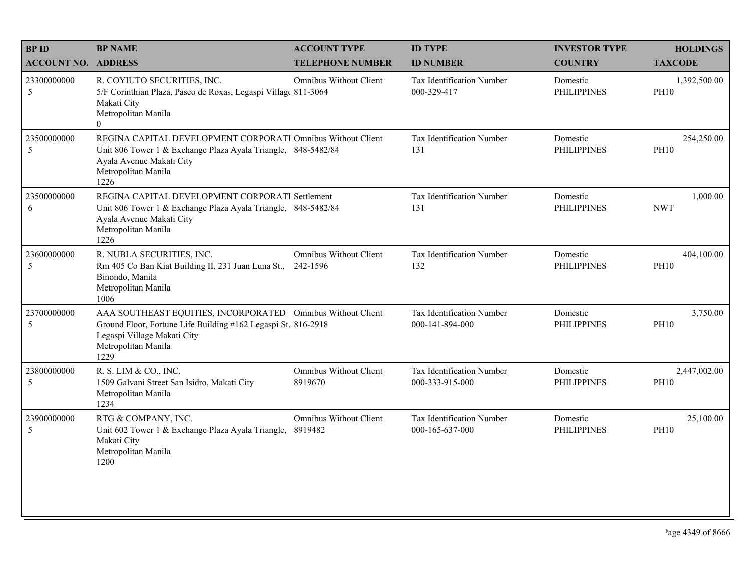| BP ID<br>ACCOUNT NO. | BP NAME<br>ADDRESS | ACCOUNT TYPE<br>TELEPHONE NUMBER | ID TYPE<br>ID NUMBER | INVESTOR TYPE<br>COUNTRY | HOLDINGS<br>TAXCODE |
|---|---|---|---|---|---|
| 23300000000<br>5 | R. COYIUTO SECURITIES, INC.<br>5/F Corinthian Plaza, Paseo de Roxas, Legaspi Village Makati City<br>Metropolitan Manila<br>0 | Omnibus Without Client<br>811-3064 | Tax Identification Number<br>000-329-417 | Domestic<br>PHILIPPINES | 1,392,500.00<br>PH10 |
| 23500000000<br>5 | REGINA CAPITAL DEVELOPMENT CORPORATI<br>Unit 806 Tower 1 & Exchange Plaza Ayala Triangle, Ayala Avenue Makati City<br>Metropolitan Manila<br>1226 | Omnibus Without Client<br>848-5482/84 | Tax Identification Number<br>131 | Domestic<br>PHILIPPINES | 254,250.00<br>PH10 |
| 23500000000<br>6 | REGINA CAPITAL DEVELOPMENT CORPORATI<br>Unit 806 Tower 1 & Exchange Plaza Ayala Triangle, Ayala Avenue Makati City<br>Metropolitan Manila<br>1226 | Settlement<br>848-5482/84 | Tax Identification Number<br>131 | Domestic<br>PHILIPPINES | 1,000.00<br>NWT |
| 23600000000<br>5 | R. NUBLA SECURITIES, INC.<br>Rm 405 Co Ban Kiat Building II, 231 Juan Luna St., Binondo, Manila<br>Metropolitan Manila<br>1006 | Omnibus Without Client<br>242-1596 | Tax Identification Number<br>132 | Domestic<br>PHILIPPINES | 404,100.00<br>PH10 |
| 23700000000<br>5 | AAA SOUTHEAST EQUITIES, INCORPORATED<br>Ground Floor, Fortune Life Building #162 Legaspi St. Legaspi Village Makati City<br>Metropolitan Manila<br>1229 | Omnibus Without Client<br>816-2918 | Tax Identification Number<br>000-141-894-000 | Domestic<br>PHILIPPINES | 3,750.00<br>PH10 |
| 23800000000<br>5 | R. S. LIM & CO., INC.<br>1509 Galvani Street San Isidro, Makati City<br>Metropolitan Manila<br>1234 | Omnibus Without Client<br>8919670 | Tax Identification Number<br>000-333-915-000 | Domestic<br>PHILIPPINES | 2,447,002.00<br>PH10 |
| 23900000000<br>5 | RTG & COMPANY, INC.<br>Unit 602 Tower 1 & Exchange Plaza Ayala Triangle, Makati City<br>Metropolitan Manila<br>1200 | Omnibus Without Client<br>8919482 | Tax Identification Number<br>000-165-637-000 | Domestic<br>PHILIPPINES | 25,100.00<br>PH10 |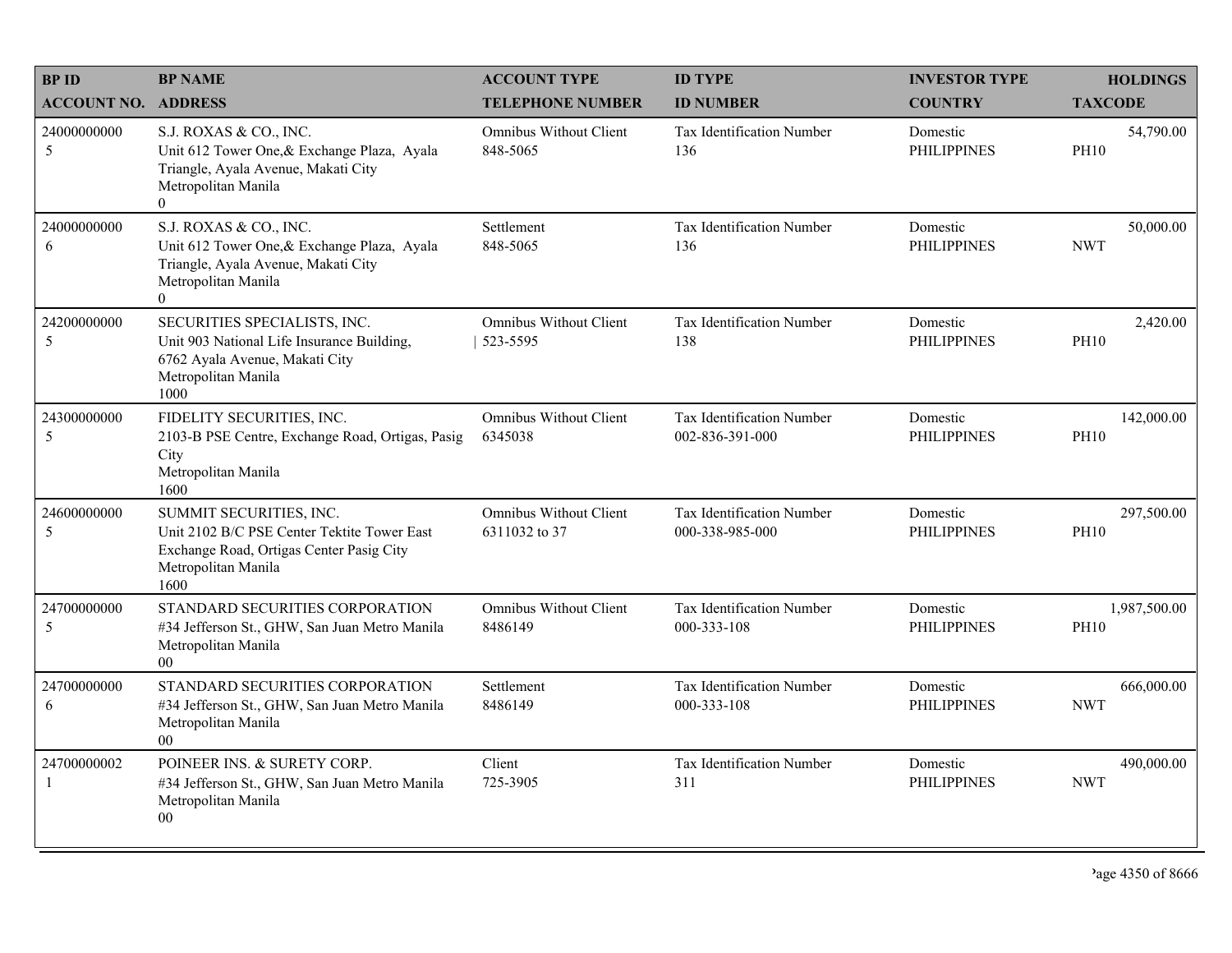| BP ID<br>ACCOUNT NO. | BP NAME<br>ADDRESS | ACCOUNT TYPE<br>TELEPHONE NUMBER | ID TYPE<br>ID NUMBER | INVESTOR TYPE<br>COUNTRY | HOLDINGS<br>TAXCODE |
|---|---|---|---|---|---|
| 24000000000<br>5 | S.J. ROXAS & CO., INC.<br>Unit 612 Tower One,& Exchange Plaza, Ayala Triangle, Ayala Avenue, Makati City<br>Metropolitan Manila<br>0 | Omnibus Without Client<br>848-5065 | Tax Identification Number<br>136 | Domestic<br>PHILIPPINES | 54,790.00<br>PH10 |
| 24000000000<br>6 | S.J. ROXAS & CO., INC.<br>Unit 612 Tower One,& Exchange Plaza, Ayala Triangle, Ayala Avenue, Makati City<br>Metropolitan Manila<br>0 | Settlement<br>848-5065 | Tax Identification Number<br>136 | Domestic<br>PHILIPPINES | 50,000.00<br>NWT |
| 24200000000<br>5 | SECURITIES SPECIALISTS, INC.<br>Unit 903 National Life Insurance Building, 6762 Ayala Avenue, Makati City<br>Metropolitan Manila<br>1000 | Omnibus Without Client<br>523-5595 | Tax Identification Number<br>138 | Domestic<br>PHILIPPINES | 2,420.00<br>PH10 |
| 24300000000<br>5 | FIDELITY SECURITIES, INC.<br>2103-B PSE Centre, Exchange Road, Ortigas, Pasig City<br>Metropolitan Manila<br>1600 | Omnibus Without Client<br>6345038 | Tax Identification Number<br>002-836-391-000 | Domestic<br>PHILIPPINES | 142,000.00<br>PH10 |
| 24600000000<br>5 | SUMMIT SECURITIES, INC.<br>Unit 2102 B/C PSE Center Tektite Tower East Exchange Road, Ortigas Center Pasig City<br>Metropolitan Manila<br>1600 | Omnibus Without Client<br>6311032 to 37 | Tax Identification Number<br>000-338-985-000 | Domestic<br>PHILIPPINES | 297,500.00<br>PH10 |
| 24700000000<br>5 | STANDARD SECURITIES CORPORATION<br>#34 Jefferson St., GHW, San Juan Metro Manila<br>Metropolitan Manila<br>00 | Omnibus Without Client<br>8486149 | Tax Identification Number<br>000-333-108 | Domestic<br>PHILIPPINES | 1,987,500.00<br>PH10 |
| 24700000000<br>6 | STANDARD SECURITIES CORPORATION<br>#34 Jefferson St., GHW, San Juan Metro Manila<br>Metropolitan Manila<br>00 | Settlement<br>8486149 | Tax Identification Number<br>000-333-108 | Domestic<br>PHILIPPINES | 666,000.00<br>NWT |
| 24700000002<br>1 | POINEER INS. & SURETY CORP.<br>#34 Jefferson St., GHW, San Juan Metro Manila<br>Metropolitan Manila<br>00 | Client<br>725-3905 | Tax Identification Number<br>311 | Domestic<br>PHILIPPINES | 490,000.00<br>NWT |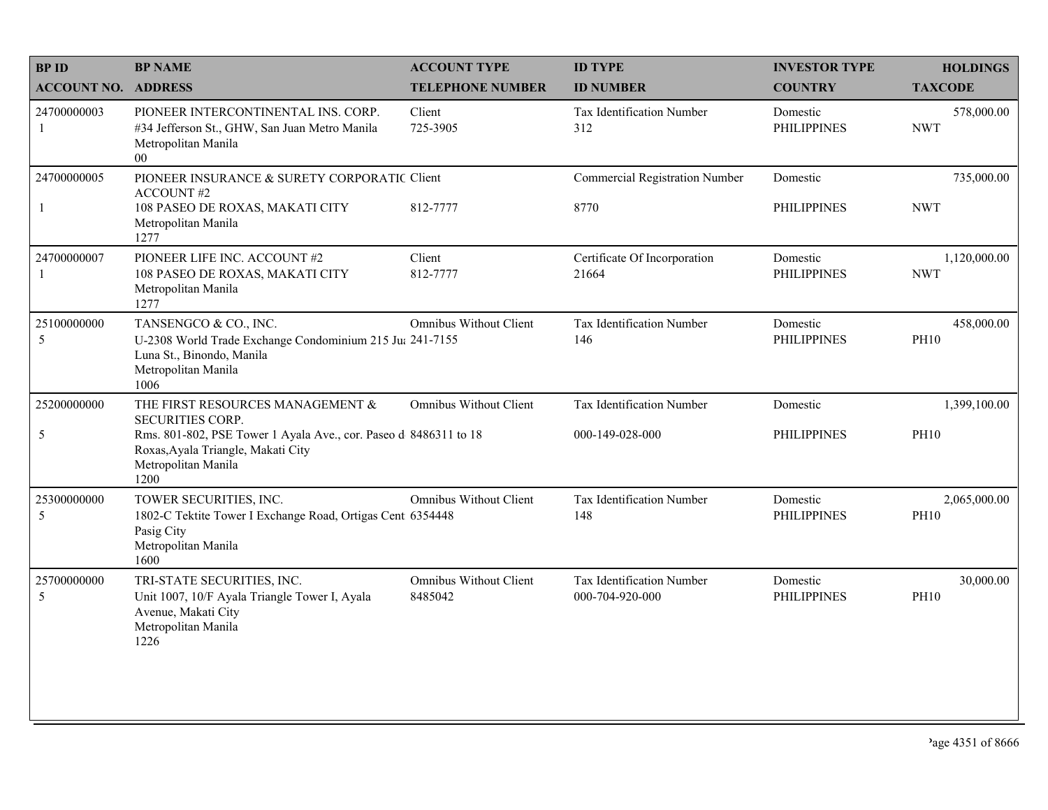| BP ID<br>ACCOUNT NO. | BP NAME<br>ADDRESS | ACCOUNT TYPE<br>TELEPHONE NUMBER | ID TYPE<br>ID NUMBER | INVESTOR TYPE<br>COUNTRY | HOLDINGS<br>TAXCODE |
|---|---|---|---|---|---|
| 24700000003<br>1 | PIONEER INTERCONTINENTAL INS. CORP.<br>#34 Jefferson St., GHW, San Juan Metro Manila<br>Metropolitan Manila<br>00 | Client<br>725-3905 | Tax Identification Number<br>312 | Domestic<br>PHILIPPINES | 578,000.00<br>NWT |
| 24700000005<br>1 | PIONEER INSURANCE & SURETY CORPORATIC ACCOUNT #2<br>108 PASEO DE ROXAS, MAKATI CITY<br>Metropolitan Manila<br>1277 | Client<br>812-7777 | Commercial Registration Number<br>8770 | Domestic<br>PHILIPPINES | 735,000.00<br>NWT |
| 24700000007<br>1 | PIONEER LIFE INC. ACCOUNT #2<br>108 PASEO DE ROXAS, MAKATI CITY<br>Metropolitan Manila<br>1277 | Client<br>812-7777 | Certificate Of Incorporation<br>21664 | Domestic<br>PHILIPPINES | 1,120,000.00<br>NWT |
| 25100000000<br>5 | TANSENGCO & CO., INC.<br>U-2308 World Trade Exchange Condominium 215 Ju Luna St., Binondo, Manila<br>Metropolitan Manila<br>1006 | Omnibus Without Client<br>241-7155 | Tax Identification Number<br>146 | Domestic<br>PHILIPPINES | 458,000.00<br>PH10 |
| 25200000000<br>5 | THE FIRST RESOURCES MANAGEMENT & SECURITIES CORP.<br>Rms. 801-802, PSE Tower 1 Ayala Ave., cor. Paseo d Roxas,Ayala Triangle, Makati City<br>Metropolitan Manila<br>1200 | Omnibus Without Client<br>8486311 to 18 | Tax Identification Number<br>000-149-028-000 | Domestic<br>PHILIPPINES | 1,399,100.00<br>PH10 |
| 25300000000<br>5 | TOWER SECURITIES, INC.<br>1802-C Tektite Tower I Exchange Road, Ortigas Cent Pasig City<br>Metropolitan Manila<br>1600 | Omnibus Without Client<br>6354448 | Tax Identification Number<br>148 | Domestic<br>PHILIPPINES | 2,065,000.00<br>PH10 |
| 25700000000<br>5 | TRI-STATE SECURITIES, INC.<br>Unit 1007, 10/F Ayala Triangle Tower I, Ayala Avenue, Makati City<br>Metropolitan Manila<br>1226 | Omnibus Without Client<br>8485042 | Tax Identification Number<br>000-704-920-000 | Domestic<br>PHILIPPINES | 30,000.00<br>PH10 |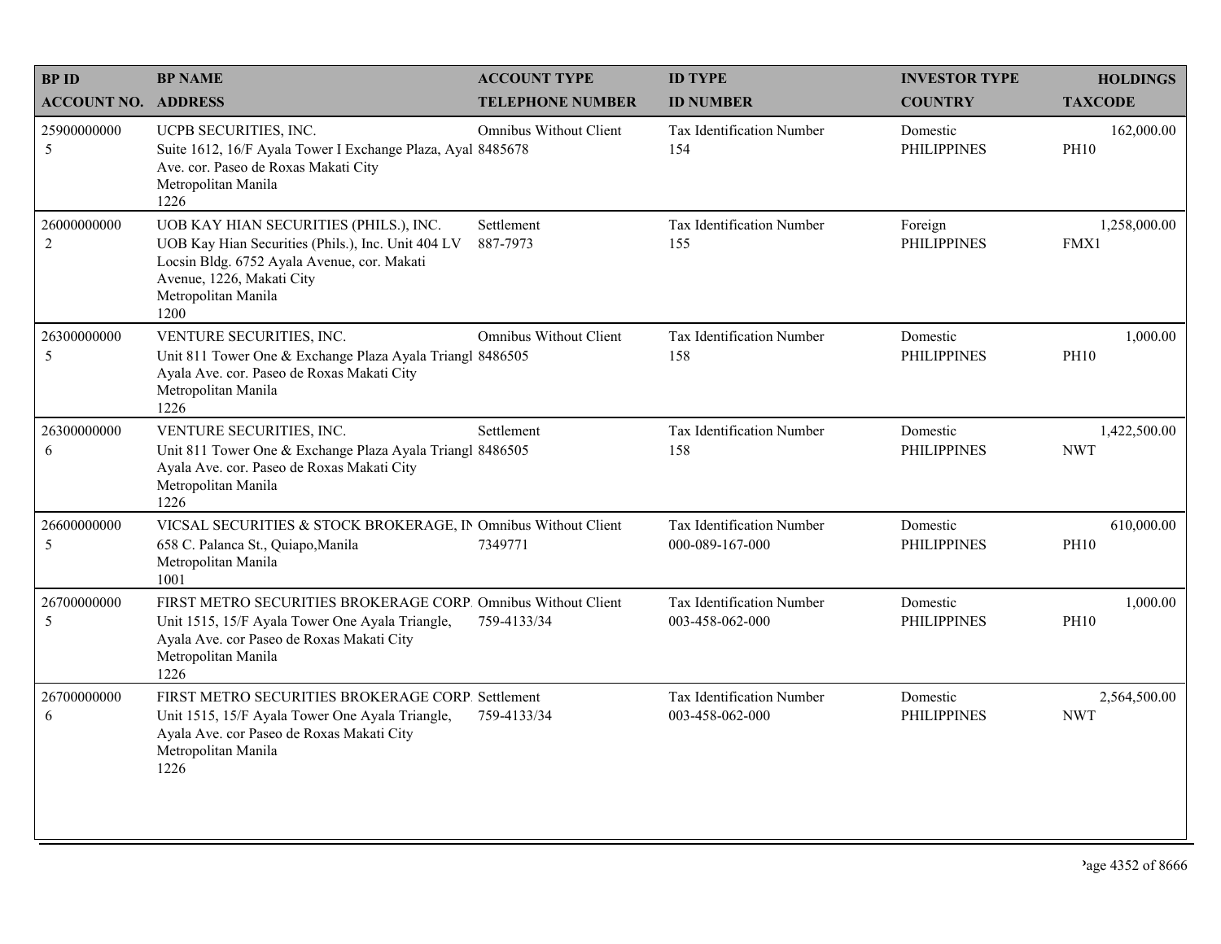| BP ID<br>ACCOUNT NO. | BP NAME<br>ADDRESS | ACCOUNT TYPE<br>TELEPHONE NUMBER | ID TYPE<br>ID NUMBER | INVESTOR TYPE<br>COUNTRY | HOLDINGS<br>TAXCODE |
|---|---|---|---|---|---|
| 25900000000<br>5 | UCPB SECURITIES, INC.<br>Suite 1612, 16/F Ayala Tower I Exchange Plaza, Ayal Ave. cor. Paseo de Roxas Makati City<br>Metropolitan Manila<br>1226 | Omnibus Without Client<br>8485678 | Tax Identification Number<br>154 | Domestic<br>PHILIPPINES | 162,000.00<br>PH10 |
| 26000000000<br>2 | UOB KAY HIAN SECURITIES (PHILS.), INC.<br>UOB Kay Hian Securities (Phils.), Inc. Unit 404 LV Locsin Bldg. 6752 Ayala Avenue, cor. Makati Avenue, 1226, Makati City<br>Metropolitan Manila<br>1200 | Settlement<br>887-7973 | Tax Identification Number<br>155 | Foreign<br>PHILIPPINES | 1,258,000.00<br>FMX1 |
| 26300000000<br>5 | VENTURE SECURITIES, INC.<br>Unit 811 Tower One & Exchange Plaza Ayala Triangl Ayala Ave. cor. Paseo de Roxas Makati City<br>Metropolitan Manila<br>1226 | Omnibus Without Client<br>8486505 | Tax Identification Number<br>158 | Domestic<br>PHILIPPINES | 1,000.00<br>PH10 |
| 26300000000<br>6 | VENTURE SECURITIES, INC.<br>Unit 811 Tower One & Exchange Plaza Ayala Triangl Ayala Ave. cor. Paseo de Roxas Makati City<br>Metropolitan Manila<br>1226 | Settlement<br>8486505 | Tax Identification Number<br>158 | Domestic<br>PHILIPPINES | 1,422,500.00<br>NWT |
| 26600000000<br>5 | VICSAL SECURITIES & STOCK BROKERAGE, IN<br>658 C. Palanca St., Quiapo,Manila<br>Metropolitan Manila<br>1001 | Omnibus Without Client<br>7349771 | Tax Identification Number<br>000-089-167-000 | Domestic<br>PHILIPPINES | 610,000.00<br>PH10 |
| 26700000000<br>5 | FIRST METRO SECURITIES BROKERAGE CORP.<br>Unit 1515, 15/F Ayala Tower One Ayala Triangle, Ayala Ave. cor Paseo de Roxas Makati City<br>Metropolitan Manila<br>1226 | Omnibus Without Client<br>759-4133/34 | Tax Identification Number<br>003-458-062-000 | Domestic<br>PHILIPPINES | 1,000.00<br>PH10 |
| 26700000000<br>6 | FIRST METRO SECURITIES BROKERAGE CORP.<br>Unit 1515, 15/F Ayala Tower One Ayala Triangle, Ayala Ave. cor Paseo de Roxas Makati City<br>Metropolitan Manila<br>1226 | Settlement<br>759-4133/34 | Tax Identification Number<br>003-458-062-000 | Domestic<br>PHILIPPINES | 2,564,500.00<br>NWT |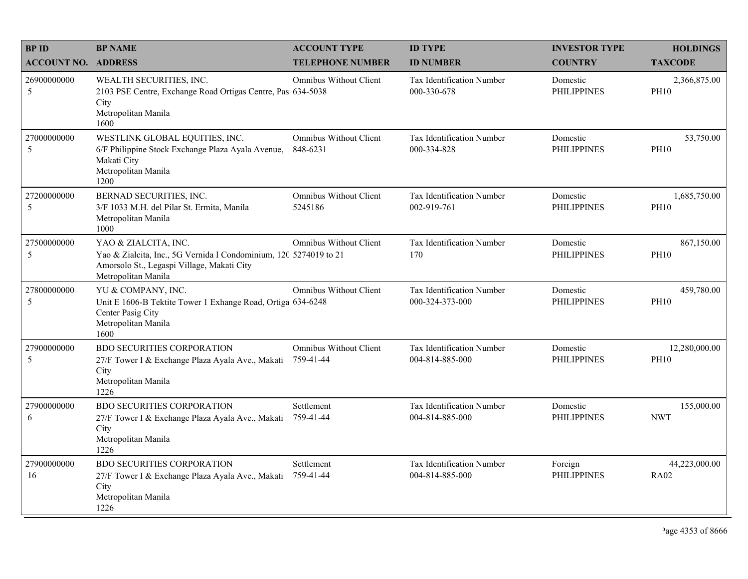| BP ID<br>ACCOUNT NO. | BP NAME<br>ADDRESS | ACCOUNT TYPE<br>TELEPHONE NUMBER | ID TYPE<br>ID NUMBER | INVESTOR TYPE<br>COUNTRY | HOLDINGS<br>TAXCODE |
|---|---|---|---|---|---|
| 26900000000<br>5 | WEALTH SECURITIES, INC.<br>2103 PSE Centre, Exchange Road Ortigas Centre, Pas City<br>Metropolitan Manila<br>1600 | Omnibus Without Client<br>634-5038 | Tax Identification Number<br>000-330-678 | Domestic<br>PHILIPPINES | 2,366,875.00<br>PH10 |
| 27000000000<br>5 | WESTLINK GLOBAL EQUITIES, INC.<br>6/F Philippine Stock Exchange Plaza Ayala Avenue, Makati City<br>Metropolitan Manila<br>1200 | Omnibus Without Client<br>848-6231 | Tax Identification Number<br>000-334-828 | Domestic<br>PHILIPPINES | 53,750.00<br>PH10 |
| 27200000000<br>5 | BERNAD SECURITIES, INC.<br>3/F 1033 M.H. del Pilar St. Ermita, Manila<br>Metropolitan Manila<br>1000 | Omnibus Without Client<br>5245186 | Tax Identification Number<br>002-919-761 | Domestic<br>PHILIPPINES | 1,685,750.00<br>PH10 |
| 27500000000<br>5 | YAO & ZIALCITA, INC.<br>Yao & Zialcita, Inc., 5G Vernida I Condominium, 120 Amorsolo St., Legaspi Village, Makati City<br>Metropolitan Manila | Omnibus Without Client<br>5274019 to 21 | Tax Identification Number<br>170 | Domestic<br>PHILIPPINES | 867,150.00<br>PH10 |
| 27800000000<br>5 | YU & COMPANY, INC.<br>Unit E 1606-B Tektite Tower 1 Exhange Road, Ortiga Center Pasig City<br>Metropolitan Manila<br>1600 | Omnibus Without Client<br>634-6248 | Tax Identification Number<br>000-324-373-000 | Domestic<br>PHILIPPINES | 459,780.00<br>PH10 |
| 27900000000<br>5 | BDO SECURITIES CORPORATION<br>27/F Tower I & Exchange Plaza Ayala Ave., Makati City<br>Metropolitan Manila<br>1226 | Omnibus Without Client<br>759-41-44 | Tax Identification Number<br>004-814-885-000 | Domestic<br>PHILIPPINES | 12,280,000.00<br>PH10 |
| 27900000000<br>6 | BDO SECURITIES CORPORATION<br>27/F Tower I & Exchange Plaza Ayala Ave., Makati City<br>Metropolitan Manila<br>1226 | Settlement<br>759-41-44 | Tax Identification Number<br>004-814-885-000 | Domestic<br>PHILIPPINES | 155,000.00<br>NWT |
| 27900000000<br>16 | BDO SECURITIES CORPORATION<br>27/F Tower I & Exchange Plaza Ayala Ave., Makati City<br>Metropolitan Manila<br>1226 | Settlement<br>759-41-44 | Tax Identification Number<br>004-814-885-000 | Foreign<br>PHILIPPINES | 44,223,000.00<br>RA02 |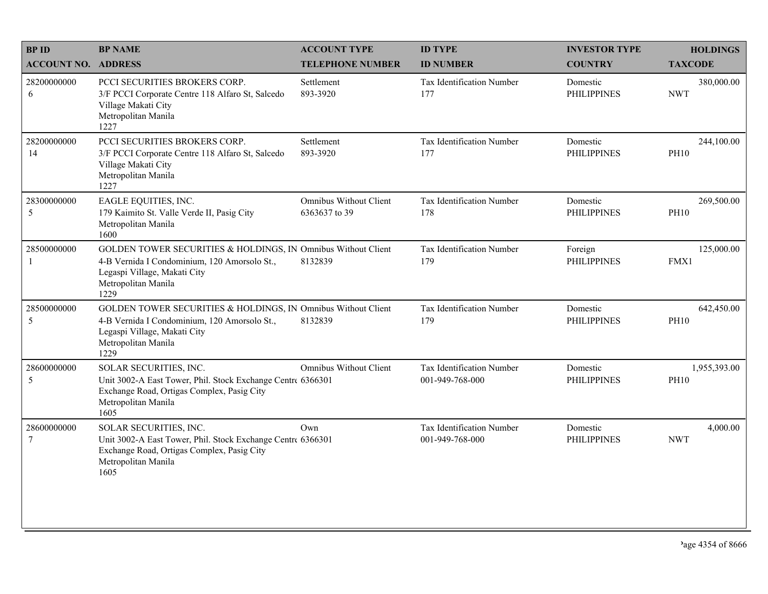| BP ID<br>ACCOUNT NO. | BP NAME<br>ADDRESS | ACCOUNT TYPE<br>TELEPHONE NUMBER | ID TYPE<br>ID NUMBER | INVESTOR TYPE<br>COUNTRY | HOLDINGS<br>TAXCODE |
|---|---|---|---|---|---|
| 28200000000<br>6 | PCCI SECURITIES BROKERS CORP.<br>3/F PCCI Corporate Centre 118 Alfaro St, Salcedo Village Makati City<br>Metropolitan Manila<br>1227 | Settlement<br>893-3920 | Tax Identification Number<br>177 | Domestic<br>PHILIPPINES | 380,000.00<br>NWT |
| 28200000000<br>14 | PCCI SECURITIES BROKERS CORP.<br>3/F PCCI Corporate Centre 118 Alfaro St, Salcedo Village Makati City<br>Metropolitan Manila<br>1227 | Settlement<br>893-3920 | Tax Identification Number<br>177 | Domestic<br>PHILIPPINES | 244,100.00<br>PH10 |
| 28300000000<br>5 | EAGLE EQUITIES, INC.<br>179 Kaimito St. Valle Verde II, Pasig City<br>Metropolitan Manila<br>1600 | Omnibus Without Client<br>6363637 to 39 | Tax Identification Number<br>178 | Domestic<br>PHILIPPINES | 269,500.00<br>PH10 |
| 28500000000<br>1 | GOLDEN TOWER SECURITIES & HOLDINGS, IN<br>4-B Vernida I Condominium, 120 Amorsolo St., Legaspi Village, Makati City<br>Metropolitan Manila<br>1229 | Omnibus Without Client<br>8132839 | Tax Identification Number<br>179 | Foreign<br>PHILIPPINES | 125,000.00<br>FMX1 |
| 28500000000<br>5 | GOLDEN TOWER SECURITIES & HOLDINGS, IN<br>4-B Vernida I Condominium, 120 Amorsolo St., Legaspi Village, Makati City<br>Metropolitan Manila<br>1229 | Omnibus Without Client<br>8132839 | Tax Identification Number<br>179 | Domestic<br>PHILIPPINES | 642,450.00<br>PH10 |
| 28600000000<br>5 | SOLAR SECURITIES, INC.<br>Unit 3002-A East Tower, Phil. Stock Exchange Centre Exchange Road, Ortigas Complex, Pasig City<br>Metropolitan Manila<br>1605 | Omnibus Without Client<br>6366301 | Tax Identification Number<br>001-949-768-000 | Domestic<br>PHILIPPINES | 1,955,393.00<br>PH10 |
| 28600000000<br>7 | SOLAR SECURITIES, INC.<br>Unit 3002-A East Tower, Phil. Stock Exchange Centre Exchange Road, Ortigas Complex, Pasig City<br>Metropolitan Manila<br>1605 | Own<br>6366301 | Tax Identification Number<br>001-949-768-000 | Domestic<br>PHILIPPINES | 4,000.00<br>NWT |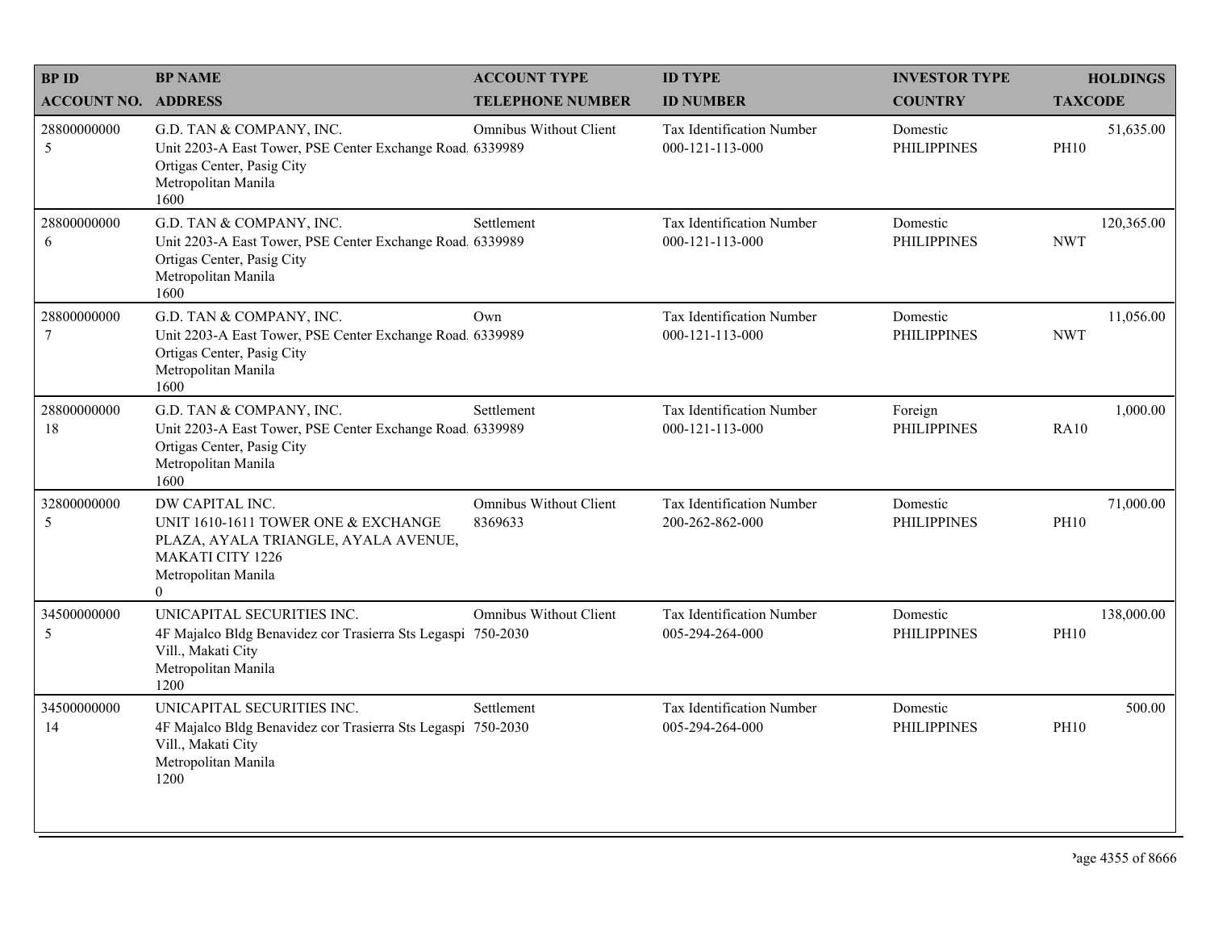| BP ID<br>ACCOUNT NO. | BP NAME<br>ADDRESS | ACCOUNT TYPE<br>TELEPHONE NUMBER | ID TYPE<br>ID NUMBER | INVESTOR TYPE<br>COUNTRY | HOLDINGS<br>TAXCODE |
|---|---|---|---|---|---|
| 28800000000<br>5 | G.D. TAN & COMPANY, INC.<br>Unit 2203-A East Tower, PSE Center Exchange Road. Ortigas Center, Pasig City<br>Metropolitan Manila<br>1600 | Omnibus Without Client<br>6339989 | Tax Identification Number<br>000-121-113-000 | Domestic<br>PHILIPPINES | 51,635.00<br>PH10 |
| 28800000000<br>6 | G.D. TAN & COMPANY, INC.<br>Unit 2203-A East Tower, PSE Center Exchange Road. Ortigas Center, Pasig City<br>Metropolitan Manila<br>1600 | Settlement<br>6339989 | Tax Identification Number<br>000-121-113-000 | Domestic<br>PHILIPPINES | 120,365.00<br>NWT |
| 28800000000<br>7 | G.D. TAN & COMPANY, INC.<br>Unit 2203-A East Tower, PSE Center Exchange Road. Ortigas Center, Pasig City<br>Metropolitan Manila<br>1600 | Own<br>6339989 | Tax Identification Number<br>000-121-113-000 | Domestic<br>PHILIPPINES | 11,056.00<br>NWT |
| 28800000000<br>18 | G.D. TAN & COMPANY, INC.<br>Unit 2203-A East Tower, PSE Center Exchange Road. Ortigas Center, Pasig City<br>Metropolitan Manila<br>1600 | Settlement<br>6339989 | Tax Identification Number<br>000-121-113-000 | Foreign<br>PHILIPPINES | 1,000.00<br>RA10 |
| 32800000000<br>5 | DW CAPITAL INC.<br>UNIT 1610-1611 TOWER ONE & EXCHANGE PLAZA, AYALA TRIANGLE, AYALA AVENUE, MAKATI CITY 1226<br>Metropolitan Manila<br>0 | Omnibus Without Client<br>8369633 | Tax Identification Number<br>200-262-862-000 | Domestic<br>PHILIPPINES | 71,000.00<br>PH10 |
| 34500000000<br>5 | UNICAPITAL SECURITIES INC.<br>4F Majalco Bldg Benavidez cor Trasierra Sts Legaspi Vill., Makati City<br>Metropolitan Manila<br>1200 | Omnibus Without Client<br>750-2030 | Tax Identification Number<br>005-294-264-000 | Domestic<br>PHILIPPINES | 138,000.00<br>PH10 |
| 34500000000<br>14 | UNICAPITAL SECURITIES INC.<br>4F Majalco Bldg Benavidez cor Trasierra Sts Legaspi Vill., Makati City<br>Metropolitan Manila<br>1200 | Settlement<br>750-2030 | Tax Identification Number<br>005-294-264-000 | Domestic<br>PHILIPPINES | 500.00<br>PH10 |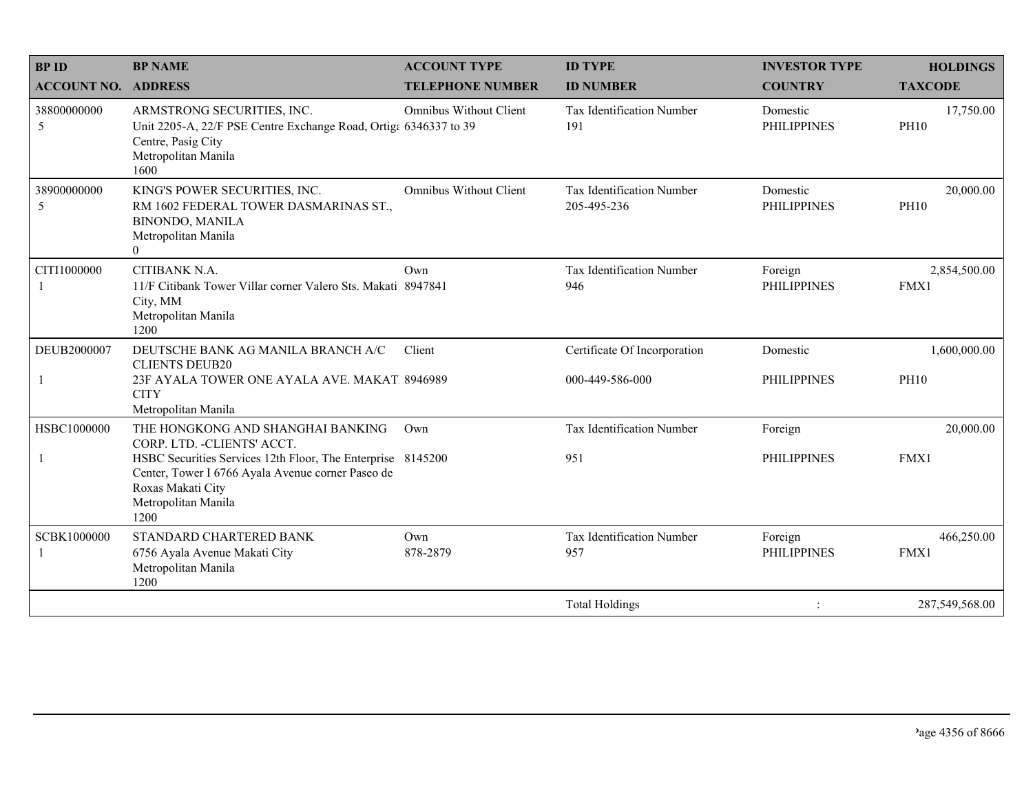| BP ID<br>ACCOUNT NO. | BP NAME<br>ADDRESS | ACCOUNT TYPE<br>TELEPHONE NUMBER | ID TYPE<br>ID NUMBER | INVESTOR TYPE<br>COUNTRY | HOLDINGS<br>TAXCODE |
|---|---|---|---|---|---|
| 38800000000<br>5 | ARMSTRONG SECURITIES, INC.<br>Unit 2205-A, 22/F PSE Centre Exchange Road, Ortiga Centre, Pasig City<br>Metropolitan Manila<br>1600 | Omnibus Without Client<br>6346337 to 39 | Tax Identification Number<br>191 | Domestic<br>PHILIPPINES | 17,750.00<br>PH10 |
| 38900000000<br>5 | KING'S POWER SECURITIES, INC.<br>RM 1602 FEDERAL TOWER DASMARINAS ST., BINONDO, MANILA<br>Metropolitan Manila<br>0 | Omnibus Without Client | Tax Identification Number<br>205-495-236 | Domestic<br>PHILIPPINES | 20,000.00<br>PH10 |
| CITI1000000<br>1 | CITIBANK N.A.<br>11/F Citibank Tower Villar corner Valero Sts. Makati City, MM<br>Metropolitan Manila<br>1200 | Own<br>8947841 | Tax Identification Number<br>946 | Foreign<br>PHILIPPINES | 2,854,500.00<br>FMX1 |
| DEUB2000007<br>1 | DEUTSCHE BANK AG MANILA BRANCH A/C CLIENTS DEUB20<br>23F AYALA TOWER ONE AYALA AVE. MAKATI CITY<br>Metropolitan Manila | Client<br>8946989 | Certificate Of Incorporation<br>000-449-586-000 | Domestic<br>PHILIPPINES | 1,600,000.00<br>PH10 |
| HSBC1000000<br>1 | THE HONGKONG AND SHANGHAI BANKING CORP. LTD. -CLIENTS' ACCT.<br>HSBC Securities Services 12th Floor, The Enterprise Center, Tower I 6766 Ayala Avenue corner Paseo de Roxas Makati City<br>Metropolitan Manila<br>1200 | Own<br>8145200 | Tax Identification Number<br>951 | Foreign<br>PHILIPPINES | 20,000.00<br>FMX1 |
| SCBK1000000<br>1 | STANDARD CHARTERED BANK<br>6756 Ayala Avenue Makati City<br>Metropolitan Manila<br>1200 | Own<br>878-2879 | Tax Identification Number<br>957 | Foreign<br>PHILIPPINES | 466,250.00<br>FMX1 |
| | | | Total Holdings | : | 287,549,568.00 |